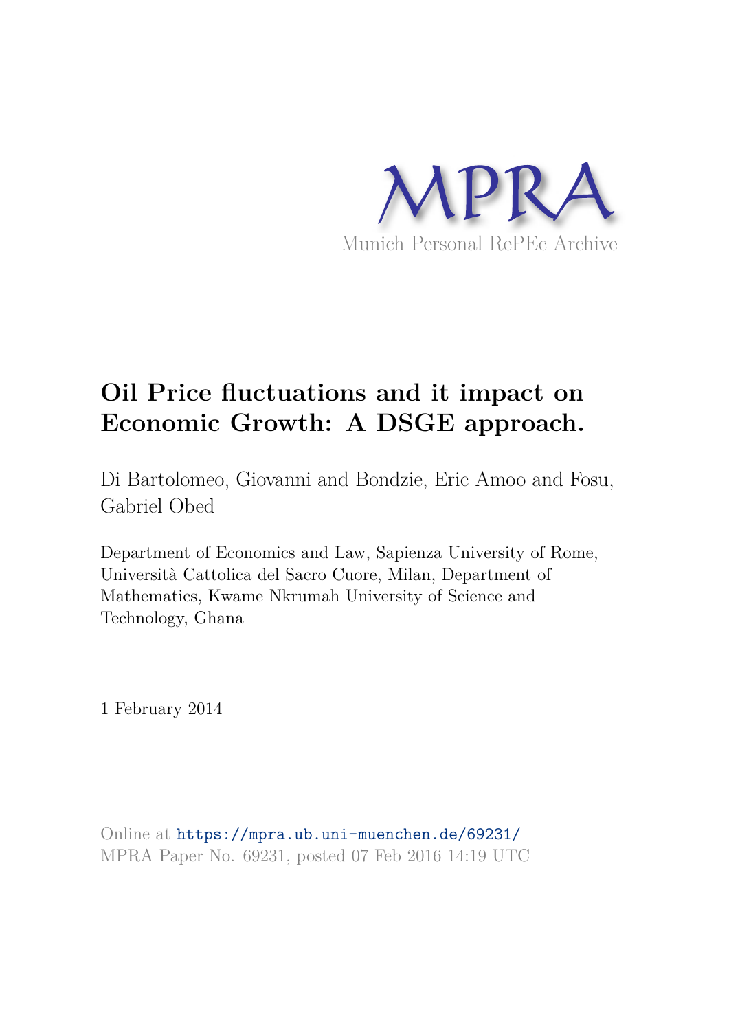MPRA

Munich Personal RePEc Archive

# Oil Price fluctuations and it impact on Economic Growth: A DSGE approach.

Di Bartolomeo, Giovanni and Bondzie, Eric Amoo and Fosu, Gabriel Obed

Department of Economics and Law, Sapienza University of Rome, Università Cattolica del Sacro Cuore, Milan, Department of Mathematics, Kwame Nkrumah University of Science and Technology, Ghana

1 February 2014

Online at https://mpra.ub.uni-muenchen.de/69231/
MPRA Paper No. 69231, posted 07 Feb 2016 14:19 UTC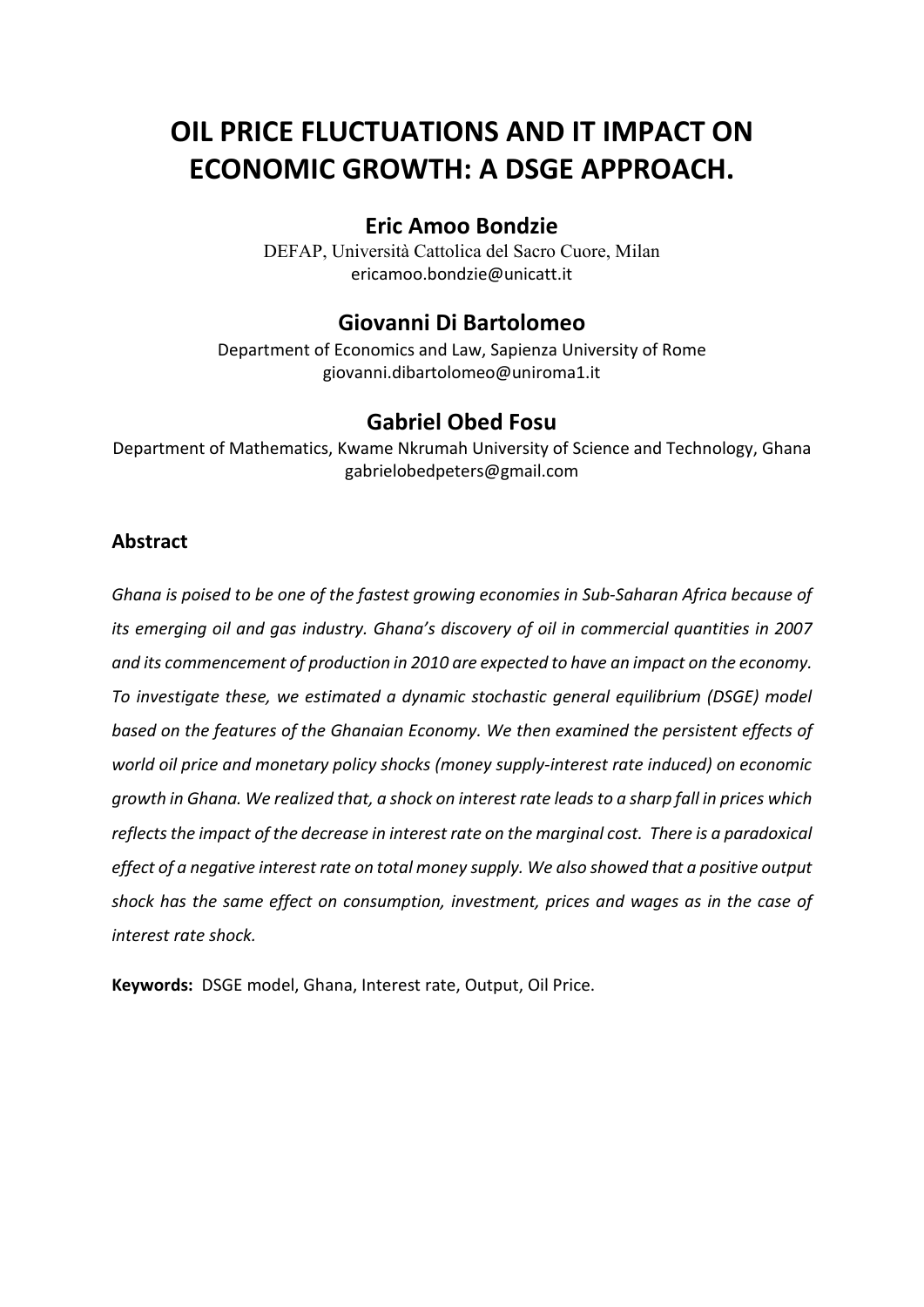# OIL PRICE FLUCTUATIONS AND IT IMPACT ON ECONOMIC GROWTH: A DSGE APPROACH.

**Eric Amoo Bondzie**

DEFAP, Università Cattolica del Sacro Cuore, Milan
ericamoo.bondzie@unicatt.it

**Giovanni Di Bartolomeo**

Department of Economics and Law, Sapienza University of Rome
giovanni.dibartolomeo@uniroma1.it

**Gabriel Obed Fosu**

Department of Mathematics, Kwame Nkrumah University of Science and Technology, Ghana
gabrielobedpeters@gmail.com

## Abstract

*Ghana is poised to be one of the fastest growing economies in Sub-Saharan Africa because of its emerging oil and gas industry. Ghana's discovery of oil in commercial quantities in 2007 and its commencement of production in 2010 are expected to have an impact on the economy. To investigate these, we estimated a dynamic stochastic general equilibrium (DSGE) model based on the features of the Ghanaian Economy. We then examined the persistent effects of world oil price and monetary policy shocks (money supply-interest rate induced) on economic growth in Ghana. We realized that, a shock on interest rate leads to a sharp fall in prices which reflects the impact of the decrease in interest rate on the marginal cost. There is a paradoxical effect of a negative interest rate on total money supply. We also showed that a positive output shock has the same effect on consumption, investment, prices and wages as in the case of interest rate shock.*

**Keywords:** DSGE model, Ghana, Interest rate, Output, Oil Price.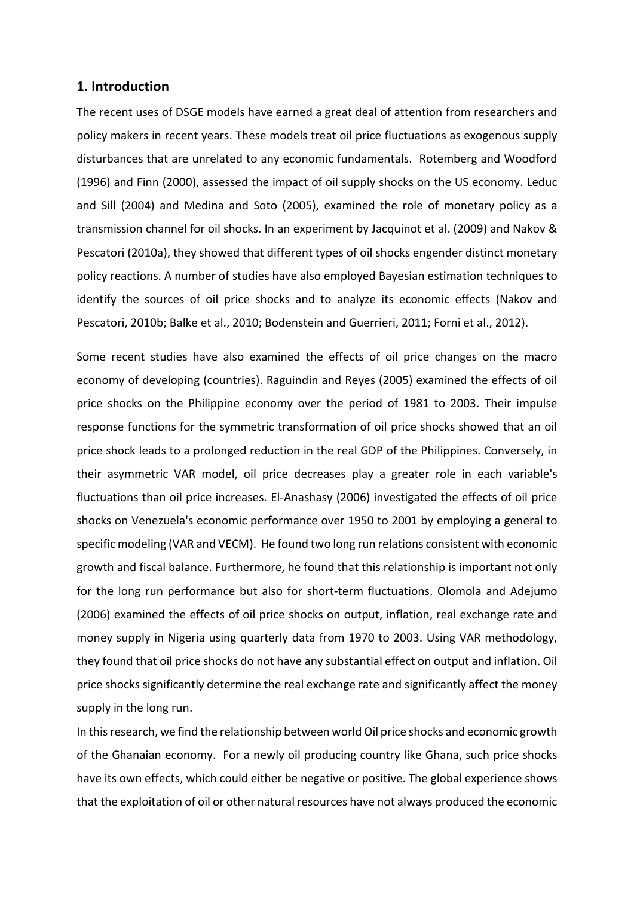## 1. Introduction

The recent uses of DSGE models have earned a great deal of attention from researchers and policy makers in recent years. These models treat oil price fluctuations as exogenous supply disturbances that are unrelated to any economic fundamentals. Rotemberg and Woodford (1996) and Finn (2000), assessed the impact of oil supply shocks on the US economy. Leduc and Sill (2004) and Medina and Soto (2005), examined the role of monetary policy as a transmission channel for oil shocks. In an experiment by Jacquinot et al. (2009) and Nakov & Pescatori (2010a), they showed that different types of oil shocks engender distinct monetary policy reactions. A number of studies have also employed Bayesian estimation techniques to identify the sources of oil price shocks and to analyze its economic effects (Nakov and Pescatori, 2010b; Balke et al., 2010; Bodenstein and Guerrieri, 2011; Forni et al., 2012).

Some recent studies have also examined the effects of oil price changes on the macro economy of developing (countries). Raguindin and Reyes (2005) examined the effects of oil price shocks on the Philippine economy over the period of 1981 to 2003. Their impulse response functions for the symmetric transformation of oil price shocks showed that an oil price shock leads to a prolonged reduction in the real GDP of the Philippines. Conversely, in their asymmetric VAR model, oil price decreases play a greater role in each variable's fluctuations than oil price increases. El-Anashasy (2006) investigated the effects of oil price shocks on Venezuela's economic performance over 1950 to 2001 by employing a general to specific modeling (VAR and VECM). He found two long run relations consistent with economic growth and fiscal balance. Furthermore, he found that this relationship is important not only for the long run performance but also for short-term fluctuations. Olomola and Adejumo (2006) examined the effects of oil price shocks on output, inflation, real exchange rate and money supply in Nigeria using quarterly data from 1970 to 2003. Using VAR methodology, they found that oil price shocks do not have any substantial effect on output and inflation. Oil price shocks significantly determine the real exchange rate and significantly affect the money supply in the long run.

In this research, we find the relationship between world Oil price shocks and economic growth of the Ghanaian economy. For a newly oil producing country like Ghana, such price shocks have its own effects, which could either be negative or positive. The global experience shows that the exploitation of oil or other natural resources have not always produced the economic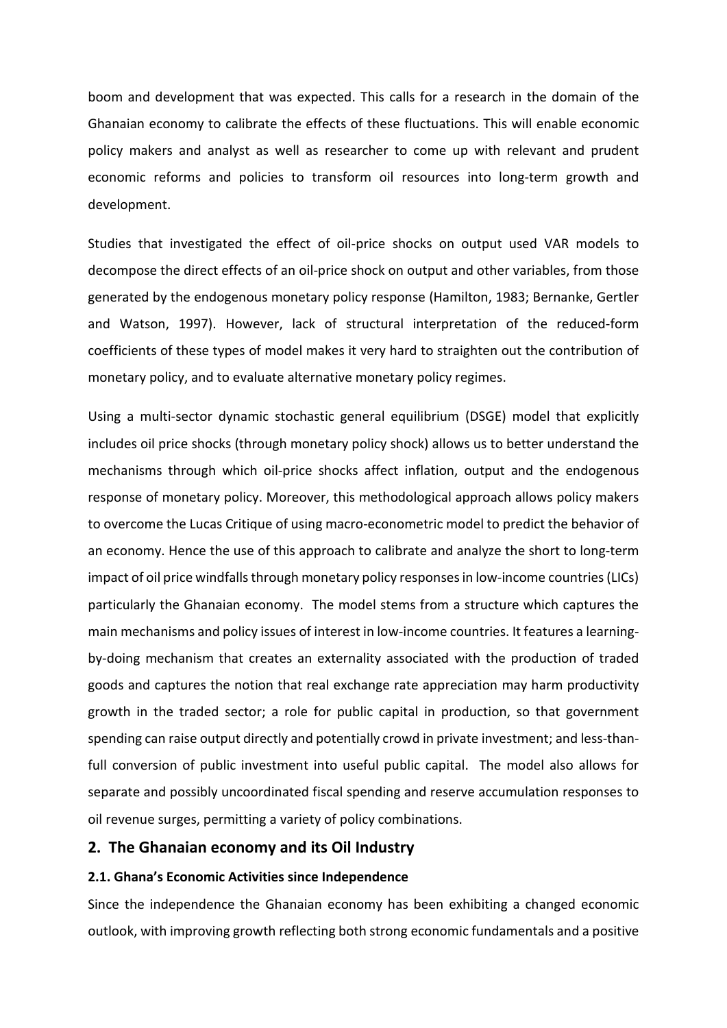boom and development that was expected. This calls for a research in the domain of the Ghanaian economy to calibrate the effects of these fluctuations. This will enable economic policy makers and analyst as well as researcher to come up with relevant and prudent economic reforms and policies to transform oil resources into long-term growth and development.

Studies that investigated the effect of oil-price shocks on output used VAR models to decompose the direct effects of an oil-price shock on output and other variables, from those generated by the endogenous monetary policy response (Hamilton, 1983; Bernanke, Gertler and Watson, 1997). However, lack of structural interpretation of the reduced-form coefficients of these types of model makes it very hard to straighten out the contribution of monetary policy, and to evaluate alternative monetary policy regimes.

Using a multi-sector dynamic stochastic general equilibrium (DSGE) model that explicitly includes oil price shocks (through monetary policy shock) allows us to better understand the mechanisms through which oil-price shocks affect inflation, output and the endogenous response of monetary policy. Moreover, this methodological approach allows policy makers to overcome the Lucas Critique of using macro-econometric model to predict the behavior of an economy. Hence the use of this approach to calibrate and analyze the short to long-term impact of oil price windfalls through monetary policy responses in low-income countries (LICs) particularly the Ghanaian economy. The model stems from a structure which captures the main mechanisms and policy issues of interest in low-income countries. It features a learning-by-doing mechanism that creates an externality associated with the production of traded goods and captures the notion that real exchange rate appreciation may harm productivity growth in the traded sector; a role for public capital in production, so that government spending can raise output directly and potentially crowd in private investment; and less-than-full conversion of public investment into useful public capital. The model also allows for separate and possibly uncoordinated fiscal spending and reserve accumulation responses to oil revenue surges, permitting a variety of policy combinations.

## 2. The Ghanaian economy and its Oil Industry

### 2.1. Ghana's Economic Activities since Independence

Since the independence the Ghanaian economy has been exhibiting a changed economic outlook, with improving growth reflecting both strong economic fundamentals and a positive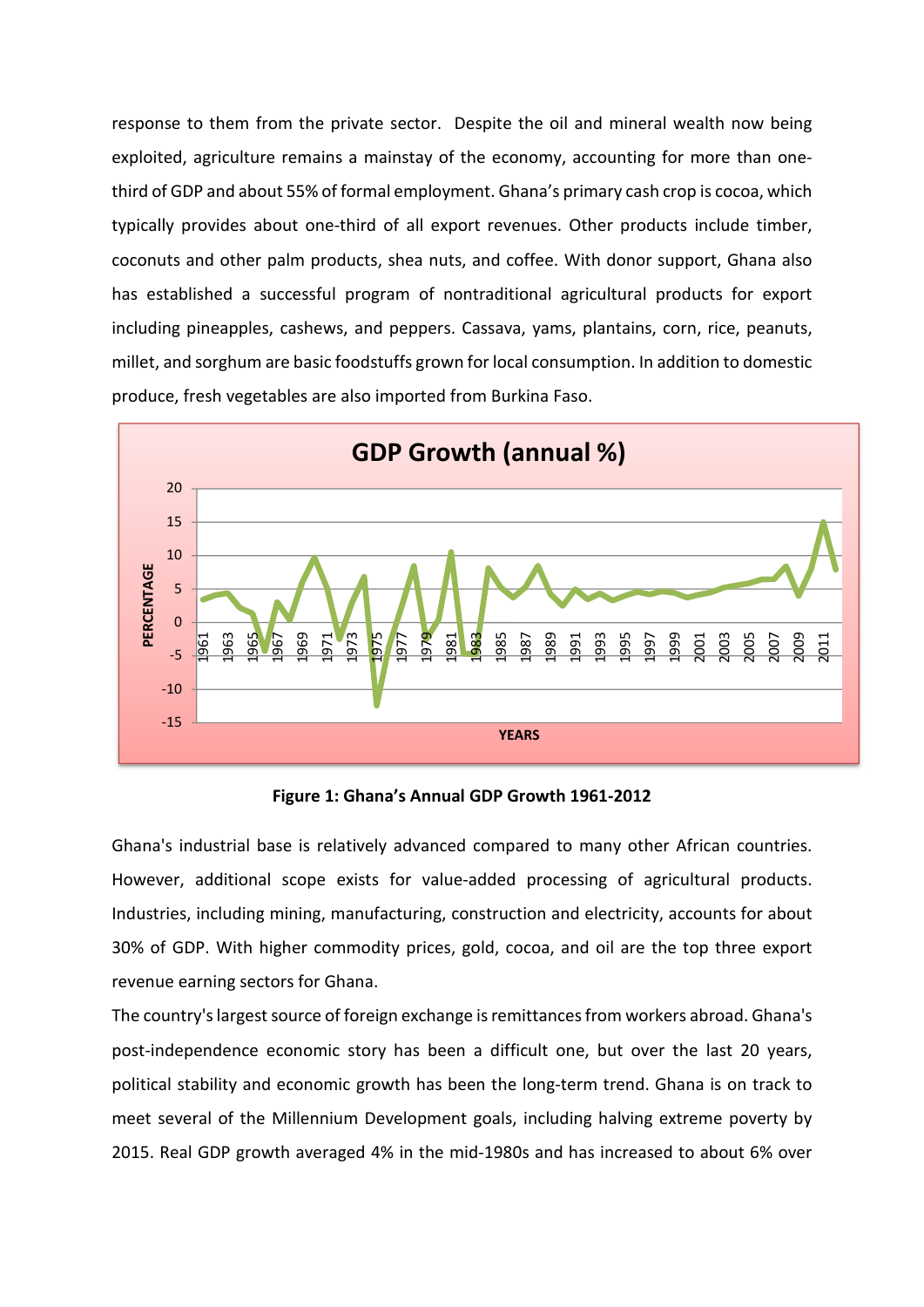response to them from the private sector. Despite the oil and mineral wealth now being exploited, agriculture remains a mainstay of the economy, accounting for more than one-third of GDP and about 55% of formal employment. Ghana's primary cash crop is cocoa, which typically provides about one-third of all export revenues. Other products include timber, coconuts and other palm products, shea nuts, and coffee. With donor support, Ghana also has established a successful program of nontraditional agricultural products for export including pineapples, cashews, and peppers. Cassava, yams, plantains, corn, rice, peanuts, millet, and sorghum are basic foodstuffs grown for local consumption. In addition to domestic produce, fresh vegetables are also imported from Burkina Faso.

**Figure 1: Ghana's Annual GDP Growth 1961-2012**

Ghana's industrial base is relatively advanced compared to many other African countries. However, additional scope exists for value-added processing of agricultural products. Industries, including mining, manufacturing, construction and electricity, accounts for about 30% of GDP. With higher commodity prices, gold, cocoa, and oil are the top three export revenue earning sectors for Ghana.

The country's largest source of foreign exchange is remittances from workers abroad. Ghana's post-independence economic story has been a difficult one, but over the last 20 years, political stability and economic growth has been the long-term trend. Ghana is on track to meet several of the Millennium Development goals, including halving extreme poverty by 2015. Real GDP growth averaged 4% in the mid-1980s and has increased to about 6% over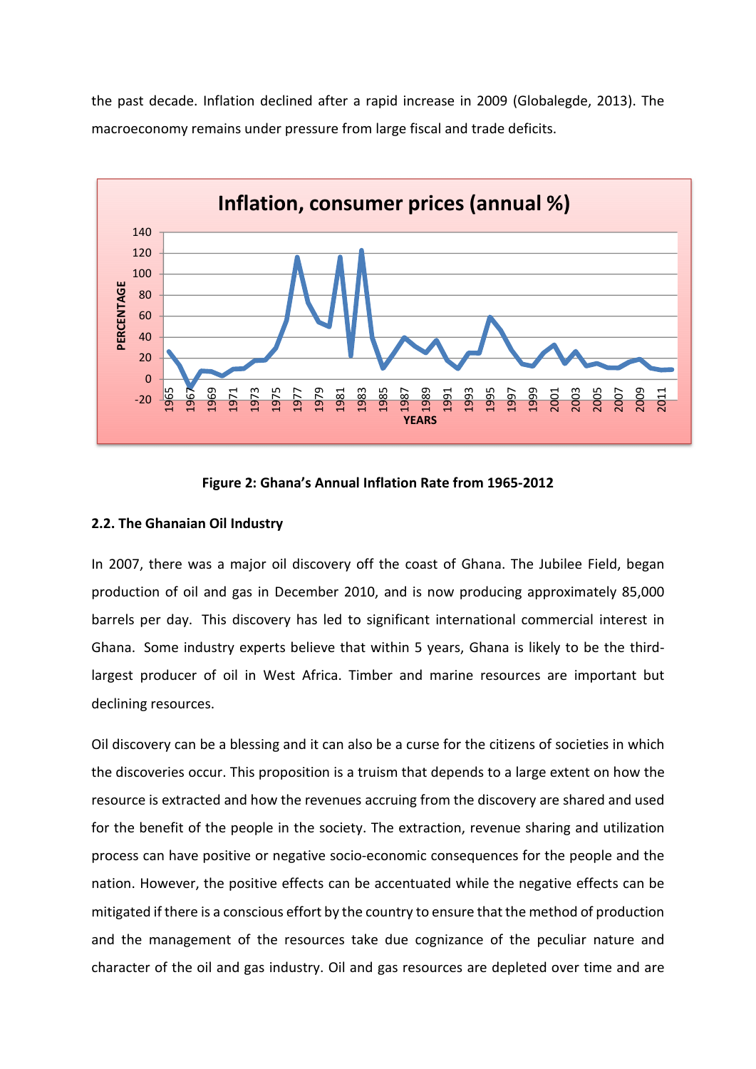the past decade. Inflation declined after a rapid increase in 2009 (Globalegde, 2013). The macroeconomy remains under pressure from large fiscal and trade deficits.

Figure 2: Ghana's Annual Inflation Rate from 1965-2012

### 2.2. The Ghanaian Oil Industry

In 2007, there was a major oil discovery off the coast of Ghana. The Jubilee Field, began production of oil and gas in December 2010, and is now producing approximately 85,000 barrels per day. This discovery has led to significant international commercial interest in Ghana. Some industry experts believe that within 5 years, Ghana is likely to be the third-largest producer of oil in West Africa. Timber and marine resources are important but declining resources.

Oil discovery can be a blessing and it can also be a curse for the citizens of societies in which the discoveries occur. This proposition is a truism that depends to a large extent on how the resource is extracted and how the revenues accruing from the discovery are shared and used for the benefit of the people in the society. The extraction, revenue sharing and utilization process can have positive or negative socio-economic consequences for the people and the nation. However, the positive effects can be accentuated while the negative effects can be mitigated if there is a conscious effort by the country to ensure that the method of production and the management of the resources take due cognizance of the peculiar nature and character of the oil and gas industry. Oil and gas resources are depleted over time and are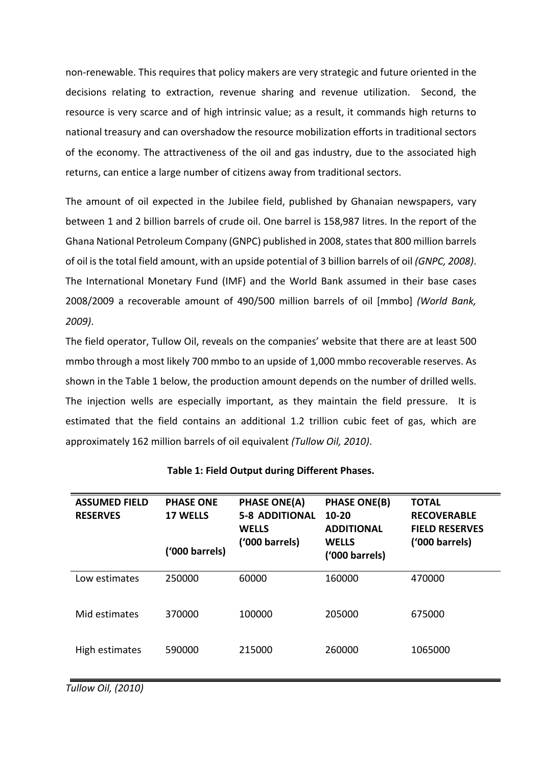non-renewable. This requires that policy makers are very strategic and future oriented in the decisions relating to extraction, revenue sharing and revenue utilization. Second, the resource is very scarce and of high intrinsic value; as a result, it commands high returns to national treasury and can overshadow the resource mobilization efforts in traditional sectors of the economy. The attractiveness of the oil and gas industry, due to the associated high returns, can entice a large number of citizens away from traditional sectors.

The amount of oil expected in the Jubilee field, published by Ghanaian newspapers, vary between 1 and 2 billion barrels of crude oil. One barrel is 158,987 litres. In the report of the Ghana National Petroleum Company (GNPC) published in 2008, states that 800 million barrels of oil is the total field amount, with an upside potential of 3 billion barrels of oil *(GNPC, 2008)*. The International Monetary Fund (IMF) and the World Bank assumed in their base cases 2008/2009 a recoverable amount of 490/500 million barrels of oil [mmbo] *(World Bank, 2009)*.

The field operator, Tullow Oil, reveals on the companies' website that there are at least 500 mmbo through a most likely 700 mmbo to an upside of 1,000 mmbo recoverable reserves. As shown in the Table 1 below, the production amount depends on the number of drilled wells. The injection wells are especially important, as they maintain the field pressure. It is estimated that the field contains an additional 1.2 trillion cubic feet of gas, which are approximately 162 million barrels of oil equivalent *(Tullow Oil, 2010)*.

**Table 1: Field Output during Different Phases.**

| ASSUMED FIELD RESERVES | PHASE ONE 17 WELLS ('000 barrels) | PHASE ONE(A) 5-8 ADDITIONAL WELLS ('000 barrels) | PHASE ONE(B) 10-20 ADDITIONAL WELLS ('000 barrels) | TOTAL RECOVERABLE FIELD RESERVES ('000 barrels) |
|---|---|---|---|---|
| Low estimates | 250000 | 60000 | 160000 | 470000 |
| Mid estimates | 370000 | 100000 | 205000 | 675000 |
| High estimates | 590000 | 215000 | 260000 | 1065000 |

*Tullow Oil, (2010)*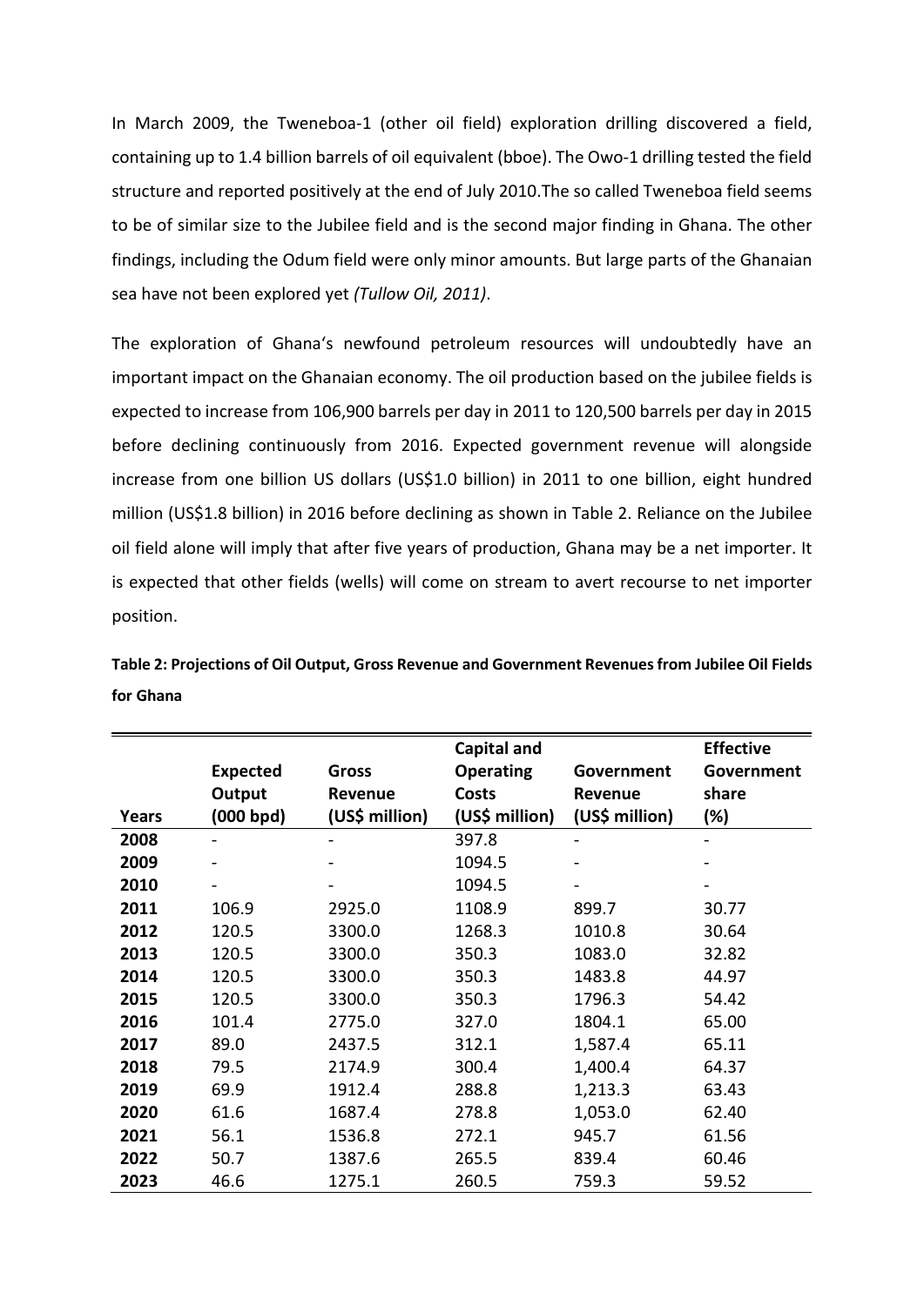In March 2009, the Tweneboa-1 (other oil field) exploration drilling discovered a field, containing up to 1.4 billion barrels of oil equivalent (bboe). The Owo-1 drilling tested the field structure and reported positively at the end of July 2010.The so called Tweneboa field seems to be of similar size to the Jubilee field and is the second major finding in Ghana. The other findings, including the Odum field were only minor amounts. But large parts of the Ghanaian sea have not been explored yet *(Tullow Oil, 2011)*.

The exploration of Ghana's newfound petroleum resources will undoubtedly have an important impact on the Ghanaian economy. The oil production based on the jubilee fields is expected to increase from 106,900 barrels per day in 2011 to 120,500 barrels per day in 2015 before declining continuously from 2016. Expected government revenue will alongside increase from one billion US dollars (US$1.0 billion) in 2011 to one billion, eight hundred million (US$1.8 billion) in 2016 before declining as shown in Table 2. Reliance on the Jubilee oil field alone will imply that after five years of production, Ghana may be a net importer. It is expected that other fields (wells) will come on stream to avert recourse to net importer position.

**Table 2: Projections of Oil Output, Gross Revenue and Government Revenues from Jubilee Oil Fields for Ghana**

| Years | Expected Output (000 bpd) | Gross Revenue (US$ million) | Capital and Operating Costs (US$ million) | Government Revenue (US$ million) | Effective Government share (%) |
|---|---|---|---|---|---|
| **2008** | - | - | 397.8 | - | - |
| **2009** | - | - | 1094.5 | - | - |
| **2010** | - | - | 1094.5 | - | - |
| **2011** | 106.9 | 2925.0 | 1108.9 | 899.7 | 30.77 |
| **2012** | 120.5 | 3300.0 | 1268.3 | 1010.8 | 30.64 |
| **2013** | 120.5 | 3300.0 | 350.3 | 1083.0 | 32.82 |
| **2014** | 120.5 | 3300.0 | 350.3 | 1483.8 | 44.97 |
| **2015** | 120.5 | 3300.0 | 350.3 | 1796.3 | 54.42 |
| **2016** | 101.4 | 2775.0 | 327.0 | 1804.1 | 65.00 |
| **2017** | 89.0 | 2437.5 | 312.1 | 1,587.4 | 65.11 |
| **2018** | 79.5 | 2174.9 | 300.4 | 1,400.4 | 64.37 |
| **2019** | 69.9 | 1912.4 | 288.8 | 1,213.3 | 63.43 |
| **2020** | 61.6 | 1687.4 | 278.8 | 1,053.0 | 62.40 |
| **2021** | 56.1 | 1536.8 | 272.1 | 945.7 | 61.56 |
| **2022** | 50.7 | 1387.6 | 265.5 | 839.4 | 60.46 |
| **2023** | 46.6 | 1275.1 | 260.5 | 759.3 | 59.52 |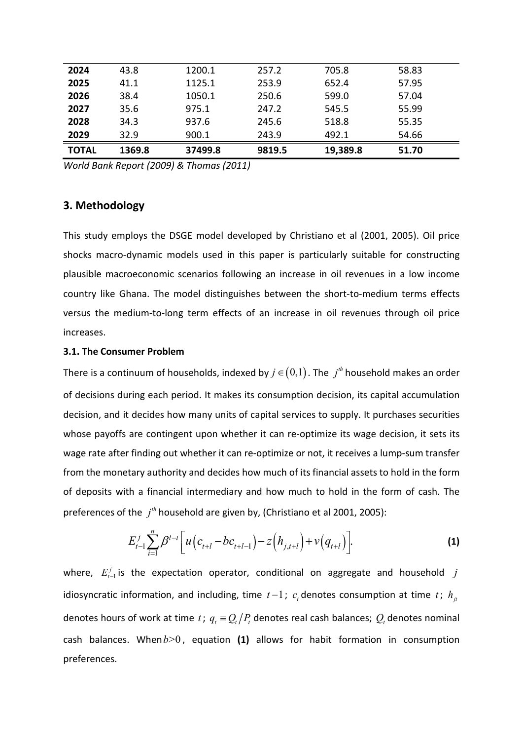| | | | | | |
|---|---|---|---|---|---|
| **2024** | 43.8 | 1200.1 | 257.2 | 705.8 | 58.83 |
| **2025** | 41.1 | 1125.1 | 253.9 | 652.4 | 57.95 |
| **2026** | 38.4 | 1050.1 | 250.6 | 599.0 | 57.04 |
| **2027** | 35.6 | 975.1 | 247.2 | 545.5 | 55.99 |
| **2028** | 34.3 | 937.6 | 245.6 | 518.8 | 55.35 |
| **2029** | 32.9 | 900.1 | 243.9 | 492.1 | 54.66 |
| **TOTAL** | **1369.8** | **37499.8** | **9819.5** | **19,389.8** | **51.70** |

*World Bank Report (2009) & Thomas (2011)*

## 3. Methodology

This study employs the DSGE model developed by Christiano et al (2001, 2005). Oil price shocks macro-dynamic models used in this paper is particularly suitable for constructing plausible macroeconomic scenarios following an increase in oil revenues in a low income country like Ghana. The model distinguishes between the short-to-medium terms effects versus the medium-to-long term effects of an increase in oil revenues through oil price increases.

### 3.1. The Consumer Problem

There is a continuum of households, indexed by $j \in (0,1)$. The $j^{th}$ household makes an order of decisions during each period. It makes its consumption decision, its capital accumulation decision, and it decides how many units of capital services to supply. It purchases securities whose payoffs are contingent upon whether it can re-optimize its wage decision, it sets its wage rate after finding out whether it can re-optimize or not, it receives a lump-sum transfer from the monetary authority and decides how much of its financial assets to hold in the form of deposits with a financial intermediary and how much to hold in the form of cash. The preferences of the $j^{th}$ household are given by, (Christiano et al 2001, 2005):

$$E_{t-1}^{j}\sum_{i=1}^{n}\beta^{l-t}\Big[u\left(c_{t+l}-bc_{t+l-1}\right)-z\left(h_{j,t+l}\right)+v\left(q_{t+l}\right)\Big]. \tag{1}$$

where, $E_{t-1}^{j}$ is the expectation operator, conditional on aggregate and household $j$ idiosyncratic information, and including, time $t-1$; $c_t$ denotes consumption at time $t$; $h_{jt}$ denotes hours of work at time $t$; $q_t \equiv Q_t / P_t$ denotes real cash balances; $Q_t$ denotes nominal cash balances. When $b>0$, equation **(1)** allows for habit formation in consumption preferences.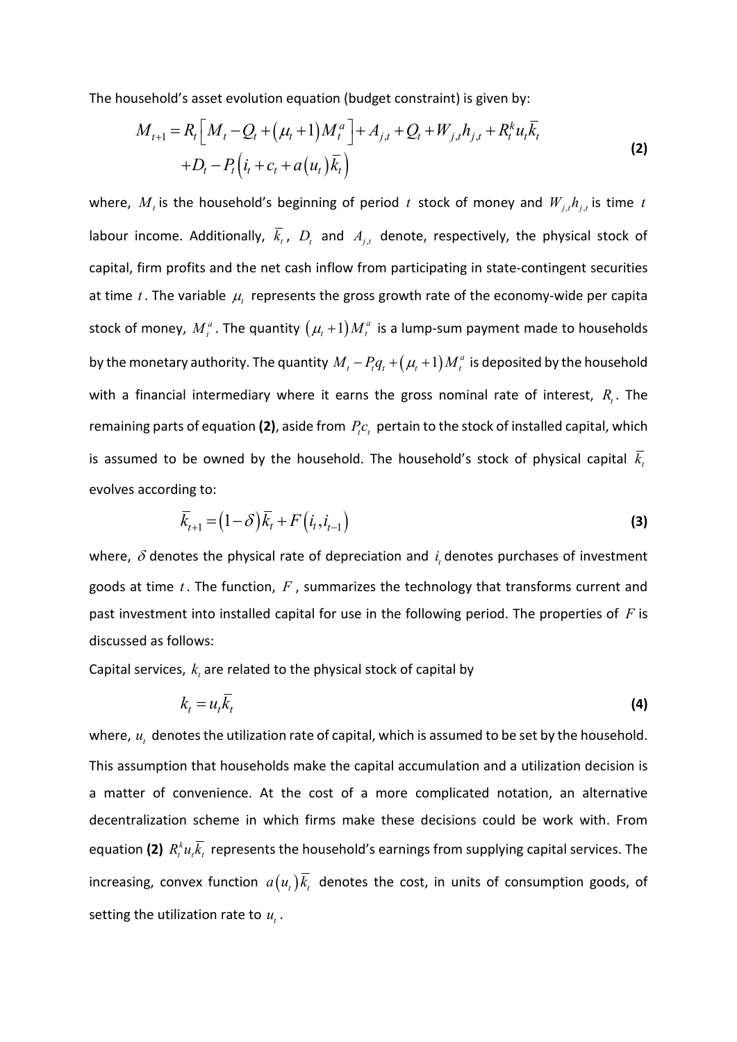The household's asset evolution equation (budget constraint) is given by:

$$M_{t+1} = R_t\left[M_t - Q_t + \left(\mu_t + 1\right)M_t^a\right] + A_{j,t} + Q_t + W_{j,t}h_{j,t} + R_t^k u_t \bar{k}_t + D_t - P_t\left(i_t + c_t + a\left(u_t\right)\bar{k}_t\right) \tag{2}$$

where, $M_t$ is the household's beginning of period $t$ stock of money and $W_{j,t}h_{j,t}$ is time $t$ labour income. Additionally, $\bar{k}_t$, $D_t$ and $A_{j,t}$ denote, respectively, the physical stock of capital, firm profits and the net cash inflow from participating in state-contingent securities at time $t$. The variable $\mu_t$ represents the gross growth rate of the economy-wide per capita stock of money, $M_t^a$. The quantity $\left(\mu_t + 1\right)M_t^a$ is a lump-sum payment made to households by the monetary authority. The quantity $M_t - P_t q_t + \left(\mu_t + 1\right)M_t^a$ is deposited by the household with a financial intermediary where it earns the gross nominal rate of interest, $R_t$. The remaining parts of equation **(2)**, aside from $P_t c_t$ pertain to the stock of installed capital, which is assumed to be owned by the household. The household's stock of physical capital $\bar{k}_t$ evolves according to:

$$\bar{k}_{t+1} = \left(1-\delta\right)\bar{k}_t + F\left(i_t, i_{t-1}\right) \tag{3}$$

where, $\delta$ denotes the physical rate of depreciation and $i_t$ denotes purchases of investment goods at time $t$. The function, $F$, summarizes the technology that transforms current and past investment into installed capital for use in the following period. The properties of $F$ is discussed as follows:

Capital services, $k_t$ are related to the physical stock of capital by

$$k_t = u_t \bar{k}_t \tag{4}$$

where, $u_t$ denotes the utilization rate of capital, which is assumed to be set by the household. This assumption that households make the capital accumulation and a utilization decision is a matter of convenience. At the cost of a more complicated notation, an alternative decentralization scheme in which firms make these decisions could be work with. From equation **(2)** $R_t^k u_t \bar{k}_t$ represents the household's earnings from supplying capital services. The increasing, convex function $a\left(u_t\right)\bar{k}_t$ denotes the cost, in units of consumption goods, of setting the utilization rate to $u_t$.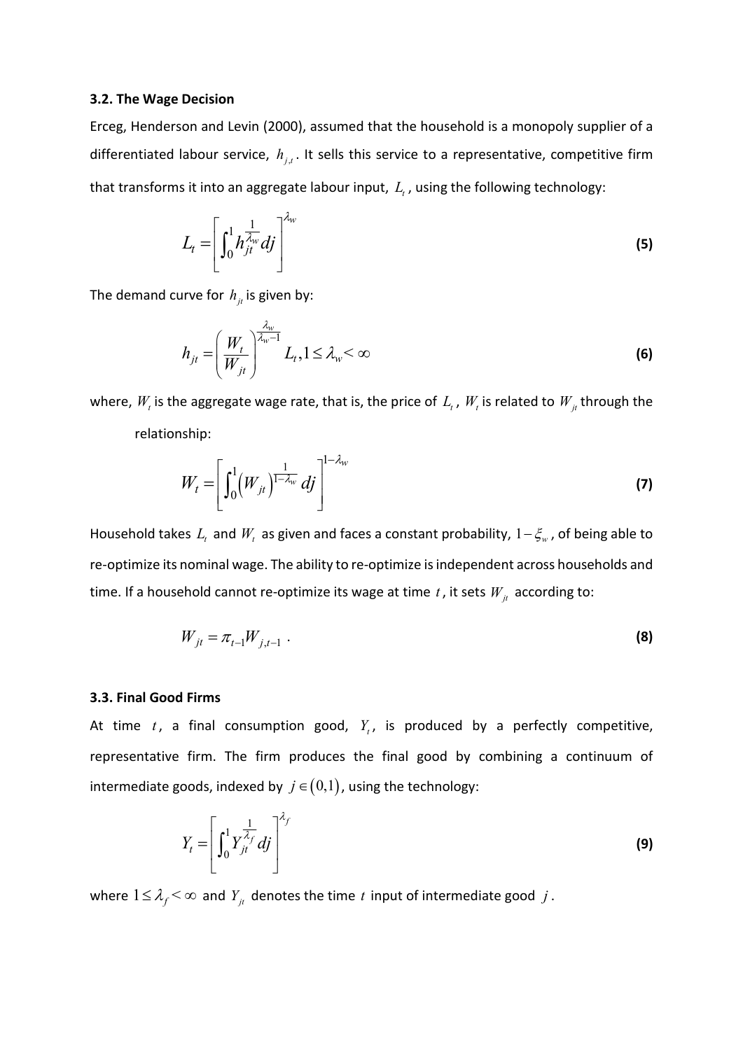### 3.2. The Wage Decision

Erceg, Henderson and Levin (2000), assumed that the household is a monopoly supplier of a differentiated labour service, $h_{j,t}$. It sells this service to a representative, competitive firm that transforms it into an aggregate labour input, $L_t$, using the following technology:

$$L_t = \left[ \int_0^1 h_{jt}^{\frac{1}{\lambda_w}} dj \right]^{\lambda_w} \tag{5}$$

The demand curve for $h_{jt}$ is given by:

$$h_{jt} = \left( \frac{W_t}{W_{jt}} \right)^{\frac{\lambda_w}{\lambda_w - 1}} L_t, 1 \leq \lambda_w < \infty \tag{6}$$

where, $W_t$ is the aggregate wage rate, that is, the price of $L_t$, $W_t$ is related to $W_{jt}$ through the relationship:

$$W_t = \left[ \int_0^1 \left( W_{jt} \right)^{\frac{1}{1-\lambda_w}} dj \right]^{1-\lambda_w} \tag{7}$$

Household takes $L_t$ and $W_t$ as given and faces a constant probability, $1-\xi_w$, of being able to re-optimize its nominal wage. The ability to re-optimize is independent across households and time. If a household cannot re-optimize its wage at time $t$, it sets $W_{jt}$ according to:

$$W_{jt} = \pi_{t-1} W_{j,t-1} \ . \tag{8}$$

### 3.3. Final Good Firms

At time $t$, a final consumption good, $Y_t$, is produced by a perfectly competitive, representative firm. The firm produces the final good by combining a continuum of intermediate goods, indexed by $j \in (0,1)$, using the technology:

$$Y_t = \left[ \int_0^1 Y_{jt}^{\frac{1}{\lambda_f}} dj \right]^{\lambda_f} \tag{9}$$

where $1 \leq \lambda_f < \infty$ and $Y_{jt}$ denotes the time $t$ input of intermediate good $j$.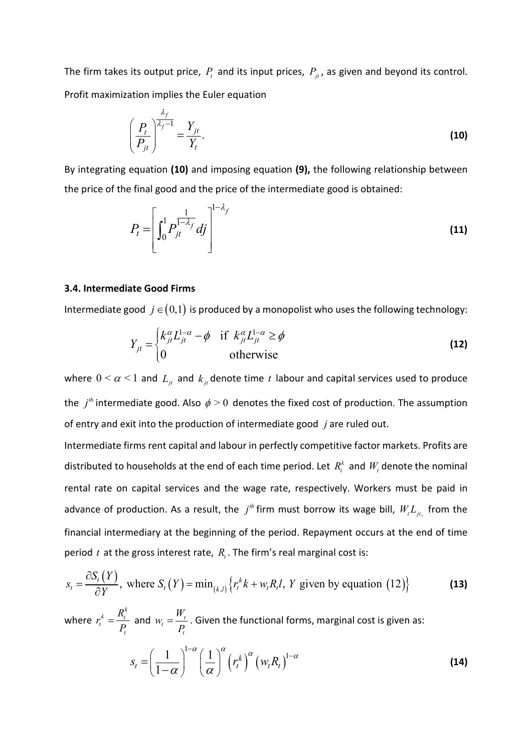The firm takes its output price, $P_t$ and its input prices, $P_{jt}$, as given and beyond its control. Profit maximization implies the Euler equation

$$\left(\frac{P_t}{P_{jt}}\right)^{\frac{\lambda_f}{\lambda_f - 1}} = \frac{Y_{jt}}{Y_t}. \tag{10}$$

By integrating equation **(10)** and imposing equation **(9),** the following relationship between the price of the final good and the price of the intermediate good is obtained:

$$P_t = \left[\int_0^1 P_{jt}^{\frac{1}{1-\lambda_f}} dj\right]^{1-\lambda_f} \tag{11}$$

### 3.4. Intermediate Good Firms

Intermediate good $j \in (0,1)$ is produced by a monopolist who uses the following technology:

$$Y_{jt} = \begin{cases} k_{jt}^{\alpha} L_{jt}^{1-\alpha} - \phi & \text{if } k_{jt}^{\alpha} L_{jt}^{1-\alpha} \geq \phi \\ 0 & \text{otherwise} \end{cases} \tag{12}$$

where $0 < \alpha < 1$ and $L_{jt}$ and $k_{jt}$ denote time $t$ labour and capital services used to produce the $j^{th}$ intermediate good. Also $\phi > 0$ denotes the fixed cost of production. The assumption of entry and exit into the production of intermediate good $j$ are ruled out.

Intermediate firms rent capital and labour in perfectly competitive factor markets. Profits are distributed to households at the end of each time period. Let $R_t^k$ and $W_t$ denote the nominal rental rate on capital services and the wage rate, respectively. Workers must be paid in advance of production. As a result, the $j^{th}$ firm must borrow its wage bill, $W_t L_{jt,}$ from the financial intermediary at the beginning of the period. Repayment occurs at the end of time period $t$ at the gross interest rate, $R_t$. The firm's real marginal cost is:

$$s_t = \frac{\partial S_t(Y)}{\partial Y}, \text{ where } S_t(Y) = \min_{(k,l)}\left\{r_t^k k + w_t R_t l,\ Y \text{ given by equation } (12)\right\} \tag{13}$$

where $r_t^k = \frac{R_t^k}{P_t}$ and $w_t = \frac{W_t}{P_t}$. Given the functional forms, marginal cost is given as:

$$s_t = \left(\frac{1}{1-\alpha}\right)^{1-\alpha}\left(\frac{1}{\alpha}\right)^{\alpha}\left(r_t^k\right)^{\alpha}\left(w_t R_t\right)^{1-\alpha} \tag{14}$$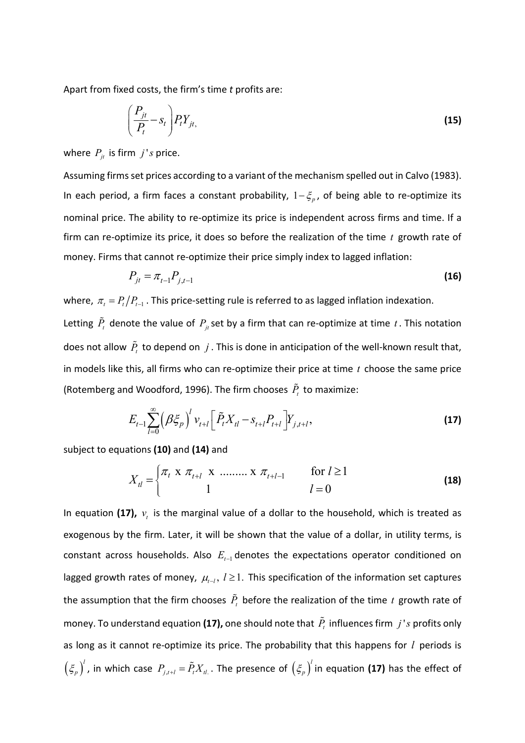Apart from fixed costs, the firm's time *t* profits are:

$$\left(\frac{P_{jt}}{P_t} - s_t\right) P_t Y_{jt}, \tag{15}$$

where $P_{jt}$ is firm $j's$ price.

Assuming firms set prices according to a variant of the mechanism spelled out in Calvo (1983). In each period, a firm faces a constant probability, $1-\xi_p$, of being able to re-optimize its nominal price. The ability to re-optimize its price is independent across firms and time. If a firm can re-optimize its price, it does so before the realization of the time $t$ growth rate of money. Firms that cannot re-optimize their price simply index to lagged inflation:

$$P_{jt} = \pi_{t-1} P_{j,t-1} \tag{16}$$

where, $\pi_t = P_t / P_{t-1}$. This price-setting rule is referred to as lagged inflation indexation.

Letting $\tilde{P}_t$ denote the value of $P_{jt}$ set by a firm that can re-optimize at time $t$. This notation does not allow $\tilde{P}_t$ to depend on $j$. This is done in anticipation of the well-known result that, in models like this, all firms who can re-optimize their price at time $t$ choose the same price (Rotemberg and Woodford, 1996). The firm chooses $\tilde{P}_t$ to maximize:

$$E_{t-1} \sum_{l=0}^{\infty} \left(\beta \xi_p\right)^l v_{t+l} \left[\tilde{P}_t X_{tl} - s_{t+l} P_{t+l}\right] Y_{j,t+l}, \tag{17}$$

subject to equations **(10)** and **(14)** and

$$X_{tl} = \begin{cases} \pi_t \text{ x } \pi_{t+l} \text{ x } \ldots\ldots\ldots \text{ x } \pi_{t+l-1} & \text{for } l \geq 1 \\ 1 & l = 0 \end{cases} \tag{18}$$

In equation **(17),** $v_t$ is the marginal value of a dollar to the household, which is treated as exogenous by the firm. Later, it will be shown that the value of a dollar, in utility terms, is constant across households. Also $E_{t-1}$ denotes the expectations operator conditioned on lagged growth rates of money, $\mu_{t-l}$, $l \geq 1$. This specification of the information set captures the assumption that the firm chooses $\tilde{P}_t$ before the realization of the time $t$ growth rate of money. To understand equation **(17),** one should note that $\tilde{P}_t$ influences firm $j's$ profits only as long as it cannot re-optimize its price. The probability that this happens for $l$ periods is $\left(\xi_p\right)^l$, in which case $P_{j,t+l} = \tilde{P}_t X_{tl}$. The presence of $\left(\xi_p\right)^l$ in equation **(17)** has the effect of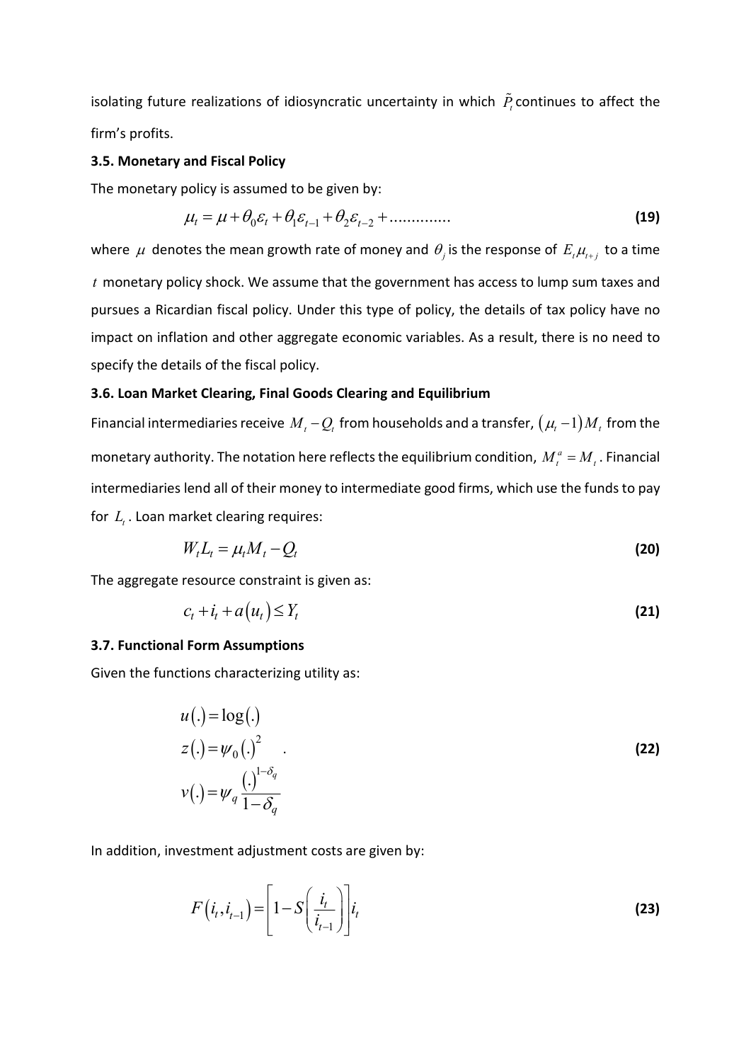isolating future realizations of idiosyncratic uncertainty in which $\tilde{P}_t$ continues to affect the firm's profits.

### 3.5. Monetary and Fiscal Policy

The monetary policy is assumed to be given by:

$$\mu_t = \mu + \theta_0 \varepsilon_t + \theta_1 \varepsilon_{t-1} + \theta_2 \varepsilon_{t-2} + \ldots\ldots\ldots\ldots \tag{19}$$

where $\mu$ denotes the mean growth rate of money and $\theta_j$ is the response of $E_t \mu_{t+j}$ to a time $t$ monetary policy shock. We assume that the government has access to lump sum taxes and pursues a Ricardian fiscal policy. Under this type of policy, the details of tax policy have no impact on inflation and other aggregate economic variables. As a result, there is no need to specify the details of the fiscal policy.

### 3.6. Loan Market Clearing, Final Goods Clearing and Equilibrium

Financial intermediaries receive $M_t - Q_t$ from households and a transfer, $(\mu_t - 1)M_t$ from the monetary authority. The notation here reflects the equilibrium condition, $M_t^a = M_t$. Financial intermediaries lend all of their money to intermediate good firms, which use the funds to pay for $L_t$. Loan market clearing requires:

$$W_t L_t = \mu_t M_t - Q_t \tag{20}$$

The aggregate resource constraint is given as:

$$c_t + i_t + a(u_t) \leq Y_t \tag{21}$$

### 3.7. Functional Form Assumptions

Given the functions characterizing utility as:

$$\begin{aligned} u(.) &= \log(.) \\ z(.) &= \psi_0 (.)^2 \\ v(.) &= \psi_q \frac{(.)^{1-\delta_q}}{1-\delta_q} \end{aligned} \quad . \tag{22}$$

In addition, investment adjustment costs are given by:

$$F(i_t, i_{t-1}) = \left[1 - S\left(\frac{i_t}{i_{t-1}}\right)\right] i_t \tag{23}$$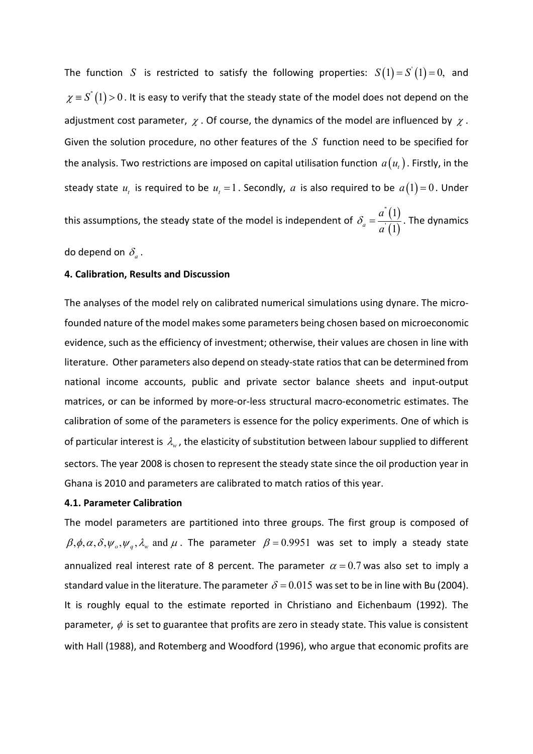The function $S$ is restricted to satisfy the following properties: $S(1) = S'(1) = 0,$ and $\chi \equiv S''(1) > 0$. It is easy to verify that the steady state of the model does not depend on the adjustment cost parameter, $\chi$. Of course, the dynamics of the model are influenced by $\chi$. Given the solution procedure, no other features of the $S$ function need to be specified for the analysis. Two restrictions are imposed on capital utilisation function $a(u_t)$. Firstly, in the steady state $u_t$ is required to be $u_t = 1$. Secondly, $a$ is also required to be $a(1) = 0$. Under this assumptions, the steady state of the model is independent of $\delta_a = \frac{a''(1)}{a'(1)}$. The dynamics do depend on $\delta_a$.

**4. Calibration, Results and Discussion**

The analyses of the model rely on calibrated numerical simulations using dynare. The micro-founded nature of the model makes some parameters being chosen based on microeconomic evidence, such as the efficiency of investment; otherwise, their values are chosen in line with literature. Other parameters also depend on steady-state ratios that can be determined from national income accounts, public and private sector balance sheets and input-output matrices, or can be informed by more-or-less structural macro-econometric estimates. The calibration of some of the parameters is essence for the policy experiments. One of which is of particular interest is $\lambda_w$, the elasticity of substitution between labour supplied to different sectors. The year 2008 is chosen to represent the steady state since the oil production year in Ghana is 2010 and parameters are calibrated to match ratios of this year.

**4.1. Parameter Calibration**

The model parameters are partitioned into three groups. The first group is composed of $\beta, \phi, \alpha, \delta, \psi_o, \psi_q, \lambda_w$ and $\mu$. The parameter $\beta = 0.9951$ was set to imply a steady state annualized real interest rate of 8 percent. The parameter $\alpha = 0.7$ was also set to imply a standard value in the literature. The parameter $\delta = 0.015$ was set to be in line with Bu (2004). It is roughly equal to the estimate reported in Christiano and Eichenbaum (1992). The parameter, $\phi$ is set to guarantee that profits are zero in steady state. This value is consistent with Hall (1988), and Rotemberg and Woodford (1996), who argue that economic profits are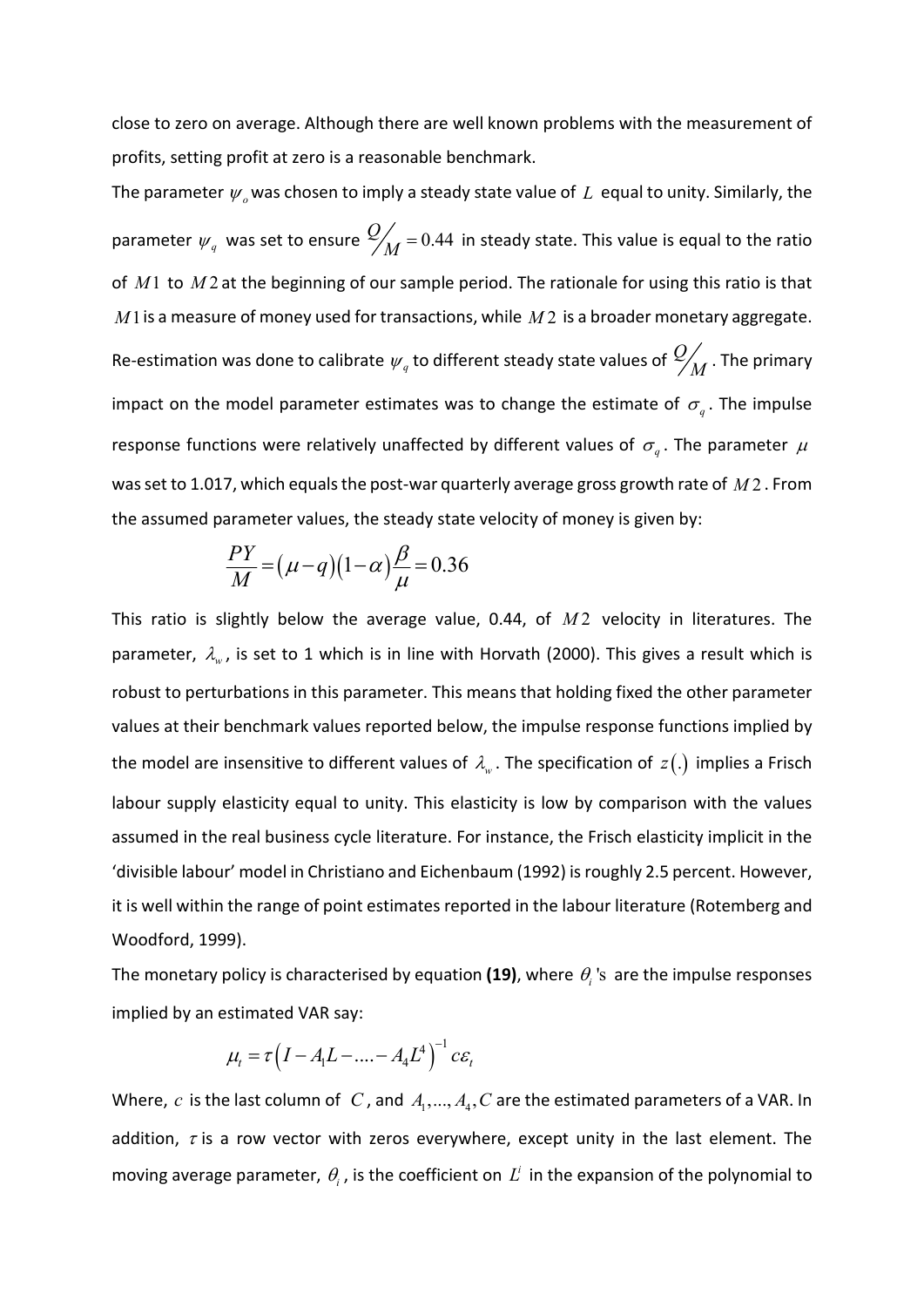close to zero on average. Although there are well known problems with the measurement of profits, setting profit at zero is a reasonable benchmark.

The parameter $\psi_o$ was chosen to imply a steady state value of $L$ equal to unity. Similarly, the parameter $\psi_q$ was set to ensure $Q/M = 0.44$ in steady state. This value is equal to the ratio of $M1$ to $M2$ at the beginning of our sample period. The rationale for using this ratio is that $M1$ is a measure of money used for transactions, while $M2$ is a broader monetary aggregate. Re-estimation was done to calibrate $\psi_q$ to different steady state values of $Q/M$. The primary impact on the model parameter estimates was to change the estimate of $\sigma_q$. The impulse response functions were relatively unaffected by different values of $\sigma_q$. The parameter $\mu$ was set to 1.017, which equals the post-war quarterly average gross growth rate of $M2$. From the assumed parameter values, the steady state velocity of money is given by:

$$\frac{PY}{M} = (\mu - q)(1-\alpha)\frac{\beta}{\mu} = 0.36$$

This ratio is slightly below the average value, 0.44, of $M2$ velocity in literatures. The parameter, $\lambda_w$, is set to 1 which is in line with Horvath (2000). This gives a result which is robust to perturbations in this parameter. This means that holding fixed the other parameter values at their benchmark values reported below, the impulse response functions implied by the model are insensitive to different values of $\lambda_w$. The specification of $z(.)$ implies a Frisch labour supply elasticity equal to unity. This elasticity is low by comparison with the values assumed in the real business cycle literature. For instance, the Frisch elasticity implicit in the 'divisible labour' model in Christiano and Eichenbaum (1992) is roughly 2.5 percent. However, it is well within the range of point estimates reported in the labour literature (Rotemberg and Woodford, 1999).

The monetary policy is characterised by equation **(19)**, where $\theta_i$'s are the impulse responses implied by an estimated VAR say:

$$\mu_t = \tau\left(I - A_1 L - .... - A_4 L^4\right)^{-1} c\varepsilon_t$$

Where, $c$ is the last column of $C$, and $A_1,...,A_4,C$ are the estimated parameters of a VAR. In addition, $\tau$ is a row vector with zeros everywhere, except unity in the last element. The moving average parameter, $\theta_i$, is the coefficient on $L^i$ in the expansion of the polynomial to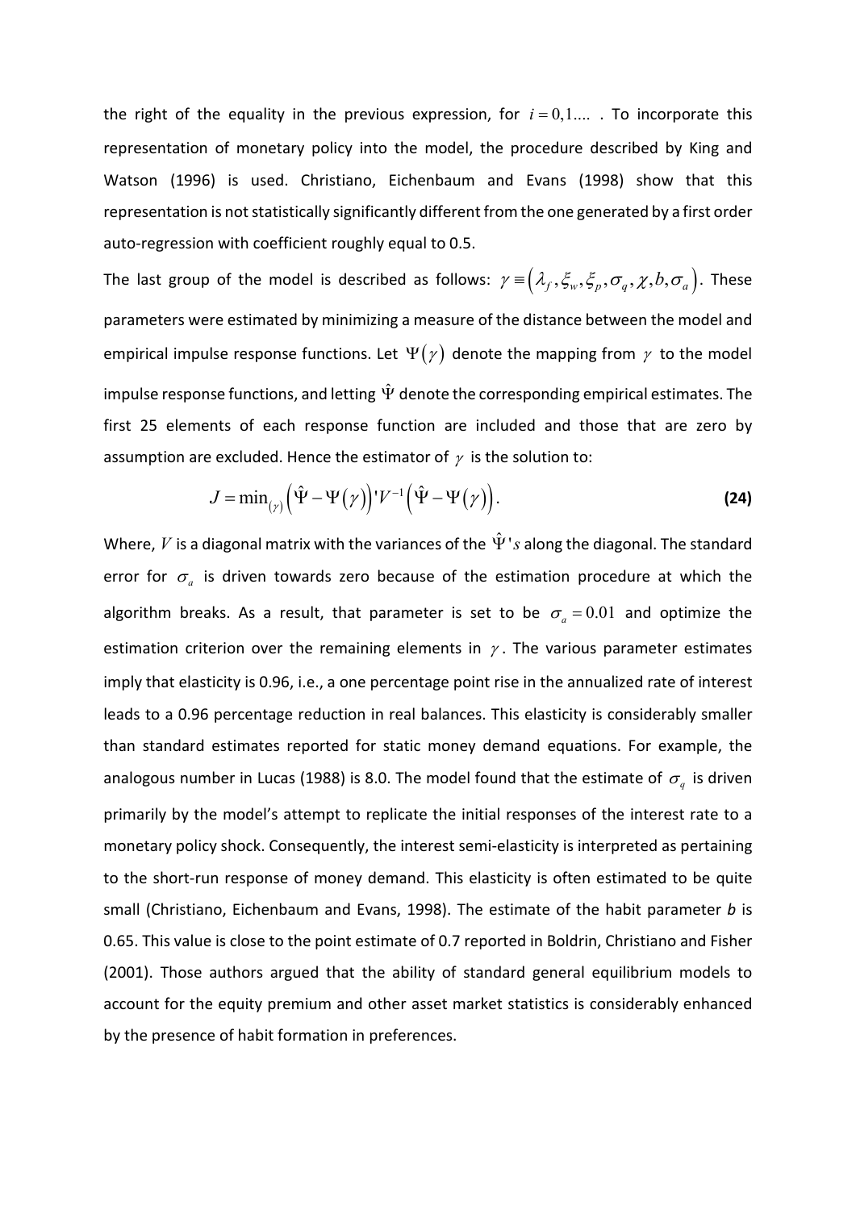the right of the equality in the previous expression, for $i = 0,1....$ . To incorporate this representation of monetary policy into the model, the procedure described by King and Watson (1996) is used. Christiano, Eichenbaum and Evans (1998) show that this representation is not statistically significantly different from the one generated by a first order auto-regression with coefficient roughly equal to 0.5.

The last group of the model is described as follows: $\gamma \equiv \left(\lambda_f, \xi_w, \xi_p, \sigma_q, \chi, b, \sigma_a\right)$. These parameters were estimated by minimizing a measure of the distance between the model and empirical impulse response functions. Let $\Psi(\gamma)$ denote the mapping from $\gamma$ to the model impulse response functions, and letting $\hat{\Psi}$ denote the corresponding empirical estimates. The first 25 elements of each response function are included and those that are zero by assumption are excluded. Hence the estimator of $\gamma$ is the solution to:

$$J = \min_{(\gamma)} \left(\hat{\Psi} - \Psi(\gamma)\right)' V^{-1} \left(\hat{\Psi} - \Psi(\gamma)\right). \tag{24}$$

Where, $V$ is a diagonal matrix with the variances of the $\hat{\Psi}'s$ along the diagonal. The standard error for $\sigma_a$ is driven towards zero because of the estimation procedure at which the algorithm breaks. As a result, that parameter is set to be $\sigma_a = 0.01$ and optimize the estimation criterion over the remaining elements in $\gamma$. The various parameter estimates imply that elasticity is 0.96, i.e., a one percentage point rise in the annualized rate of interest leads to a 0.96 percentage reduction in real balances. This elasticity is considerably smaller than standard estimates reported for static money demand equations. For example, the analogous number in Lucas (1988) is 8.0. The model found that the estimate of $\sigma_q$ is driven primarily by the model's attempt to replicate the initial responses of the interest rate to a monetary policy shock. Consequently, the interest semi-elasticity is interpreted as pertaining to the short-run response of money demand. This elasticity is often estimated to be quite small (Christiano, Eichenbaum and Evans, 1998). The estimate of the habit parameter *b* is 0.65. This value is close to the point estimate of 0.7 reported in Boldrin, Christiano and Fisher (2001). Those authors argued that the ability of standard general equilibrium models to account for the equity premium and other asset market statistics is considerably enhanced by the presence of habit formation in preferences.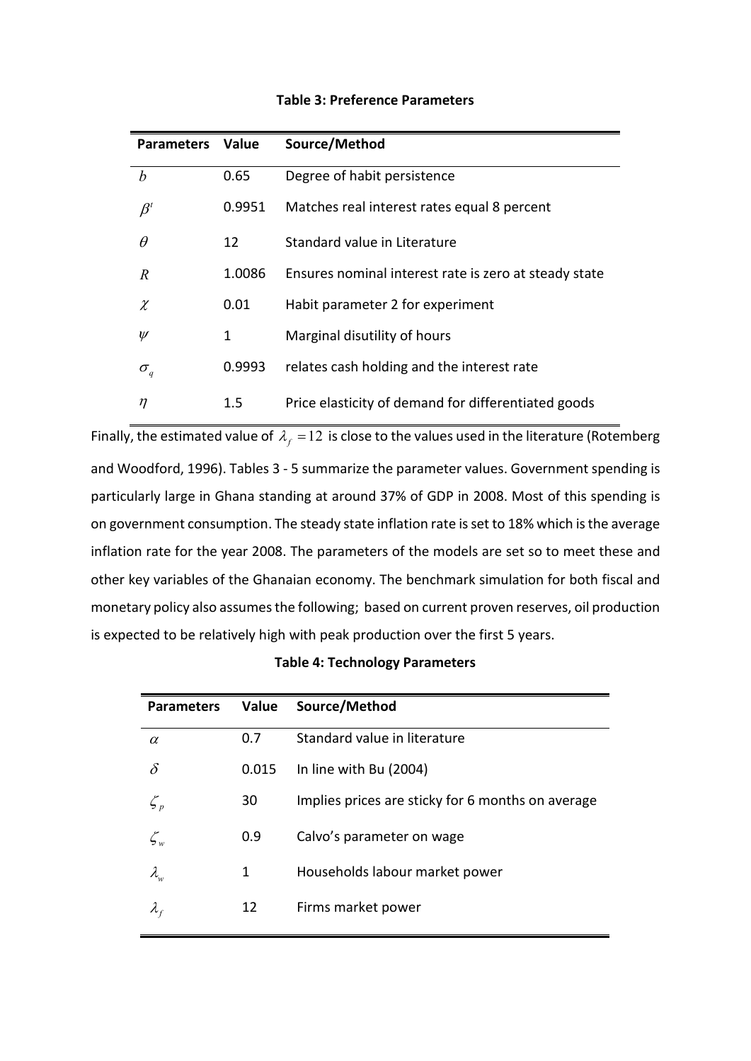**Table 3: Preference Parameters**

| Parameters | Value | Source/Method |
|---|---|---|
| $b$ | 0.65 | Degree of habit persistence |
| $\beta^t$ | 0.9951 | Matches real interest rates equal 8 percent |
| $\theta$ | 12 | Standard value in Literature |
| $R$ | 1.0086 | Ensures nominal interest rate is zero at steady state |
| $\chi$ | 0.01 | Habit parameter 2 for experiment |
| $\psi$ | 1 | Marginal disutility of hours |
| $\sigma_q$ | 0.9993 | relates cash holding and the interest rate |
| $\eta$ | 1.5 | Price elasticity of demand for differentiated goods |

Finally, the estimated value of $\lambda_f = 12$ is close to the values used in the literature (Rotemberg and Woodford, 1996). Tables 3 - 5 summarize the parameter values. Government spending is particularly large in Ghana standing at around 37% of GDP in 2008. Most of this spending is on government consumption. The steady state inflation rate is set to 18% which is the average inflation rate for the year 2008. The parameters of the models are set so to meet these and other key variables of the Ghanaian economy. The benchmark simulation for both fiscal and monetary policy also assumes the following; based on current proven reserves, oil production is expected to be relatively high with peak production over the first 5 years.

**Table 4: Technology Parameters**

| Parameters | Value | Source/Method |
|---|---|---|
| $\alpha$ | 0.7 | Standard value in literature |
| $\delta$ | 0.015 | In line with Bu (2004) |
| $\zeta_p$ | 30 | Implies prices are sticky for 6 months on average |
| $\zeta_w$ | 0.9 | Calvo's parameter on wage |
| $\lambda_w$ | 1 | Households labour market power |
| $\lambda_f$ | 12 | Firms market power |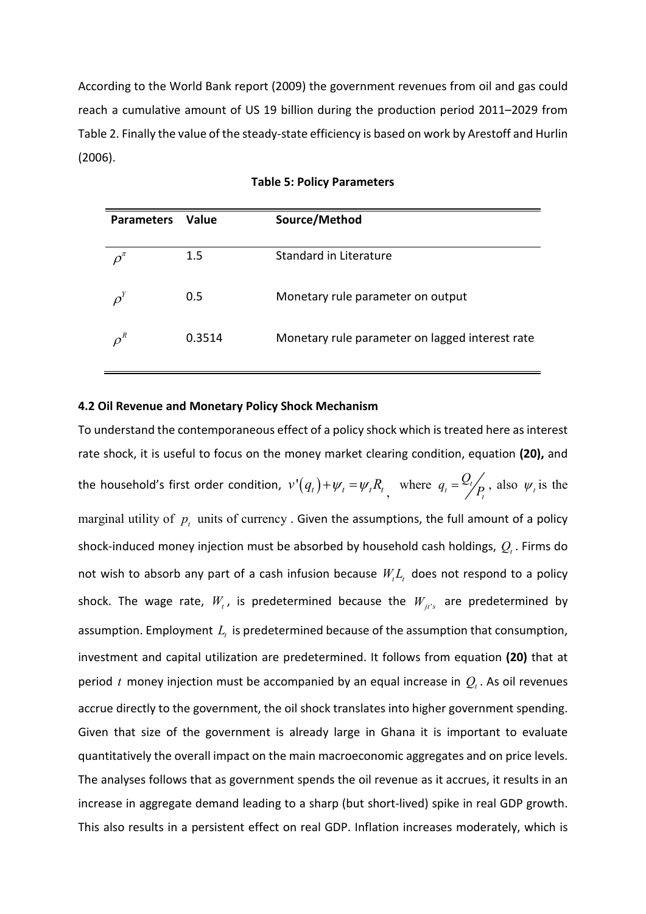According to the World Bank report (2009) the government revenues from oil and gas could reach a cumulative amount of US 19 billion during the production period 2011–2029 from Table 2. Finally the value of the steady-state efficiency is based on work by Arestoff and Hurlin (2006).

**Table 5: Policy Parameters**

| Parameters | Value | Source/Method |
|---|---|---|
| $\rho^{\pi}$ | 1.5 | Standard in Literature |
| $\rho^{Y}$ | 0.5 | Monetary rule parameter on output |
| $\rho^{R}$ | 0.3514 | Monetary rule parameter on lagged interest rate |

**4.2 Oil Revenue and Monetary Policy Shock Mechanism**

To understand the contemporaneous effect of a policy shock which is treated here as interest rate shock, it is useful to focus on the money market clearing condition, equation **(20),** and the household's first order condition, $v'(q_t)+\psi_t=\psi_t R_t$, where $q_t = Q_t/P_t$, also $\psi_t$ is the marginal utility of $p_t$ units of currency . Given the assumptions, the full amount of a policy shock-induced money injection must be absorbed by household cash holdings, $Q_t$. Firms do not wish to absorb any part of a cash infusion because $W_t L_t$ does not respond to a policy shock. The wage rate, $W_t$, is predetermined because the $W_{jt's}$ are predetermined by assumption. Employment $L_t$ is predetermined because of the assumption that consumption, investment and capital utilization are predetermined. It follows from equation **(20)** that at period $t$ money injection must be accompanied by an equal increase in $Q_t$. As oil revenues accrue directly to the government, the oil shock translates into higher government spending. Given that size of the government is already large in Ghana it is important to evaluate quantitatively the overall impact on the main macroeconomic aggregates and on price levels. The analyses follows that as government spends the oil revenue as it accrues, it results in an increase in aggregate demand leading to a sharp (but short-lived) spike in real GDP growth. This also results in a persistent effect on real GDP. Inflation increases moderately, which is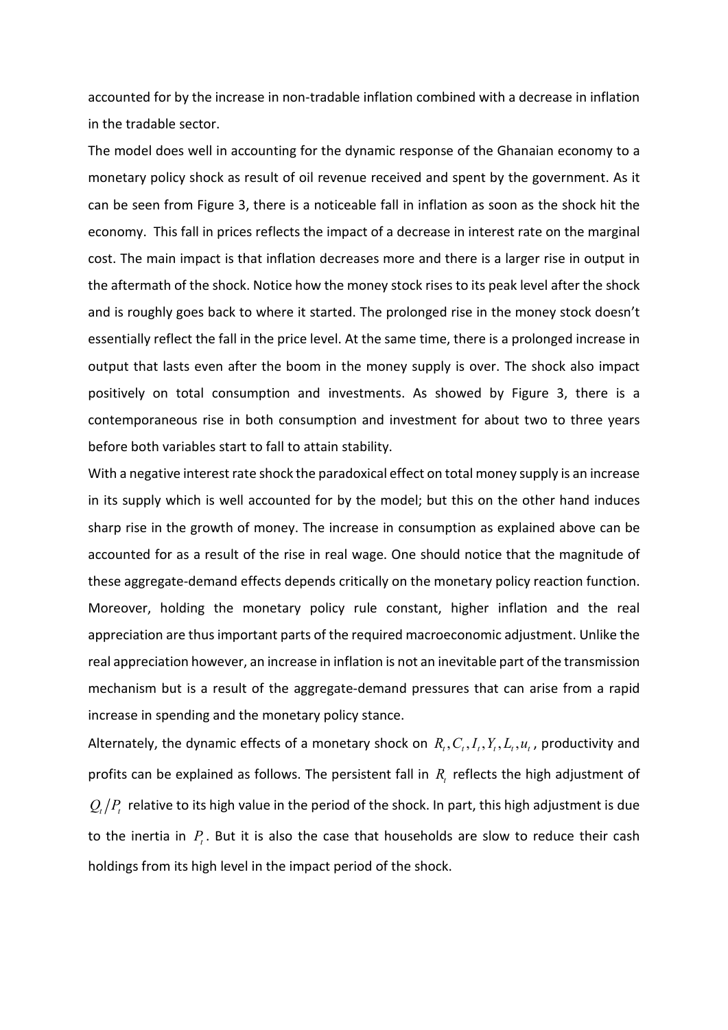accounted for by the increase in non-tradable inflation combined with a decrease in inflation in the tradable sector.

The model does well in accounting for the dynamic response of the Ghanaian economy to a monetary policy shock as result of oil revenue received and spent by the government. As it can be seen from Figure 3, there is a noticeable fall in inflation as soon as the shock hit the economy. This fall in prices reflects the impact of a decrease in interest rate on the marginal cost. The main impact is that inflation decreases more and there is a larger rise in output in the aftermath of the shock. Notice how the money stock rises to its peak level after the shock and is roughly goes back to where it started. The prolonged rise in the money stock doesn't essentially reflect the fall in the price level. At the same time, there is a prolonged increase in output that lasts even after the boom in the money supply is over. The shock also impact positively on total consumption and investments. As showed by Figure 3, there is a contemporaneous rise in both consumption and investment for about two to three years before both variables start to fall to attain stability.

With a negative interest rate shock the paradoxical effect on total money supply is an increase in its supply which is well accounted for by the model; but this on the other hand induces sharp rise in the growth of money. The increase in consumption as explained above can be accounted for as a result of the rise in real wage. One should notice that the magnitude of these aggregate-demand effects depends critically on the monetary policy reaction function. Moreover, holding the monetary policy rule constant, higher inflation and the real appreciation are thus important parts of the required macroeconomic adjustment. Unlike the real appreciation however, an increase in inflation is not an inevitable part of the transmission mechanism but is a result of the aggregate-demand pressures that can arise from a rapid increase in spending and the monetary policy stance.

Alternately, the dynamic effects of a monetary shock on $R_t, C_t, I_t, Y_t, L_t, u_t$, productivity and profits can be explained as follows. The persistent fall in $R_t$ reflects the high adjustment of $Q_t/P_t$ relative to its high value in the period of the shock. In part, this high adjustment is due to the inertia in $P_t$. But it is also the case that households are slow to reduce their cash holdings from its high level in the impact period of the shock.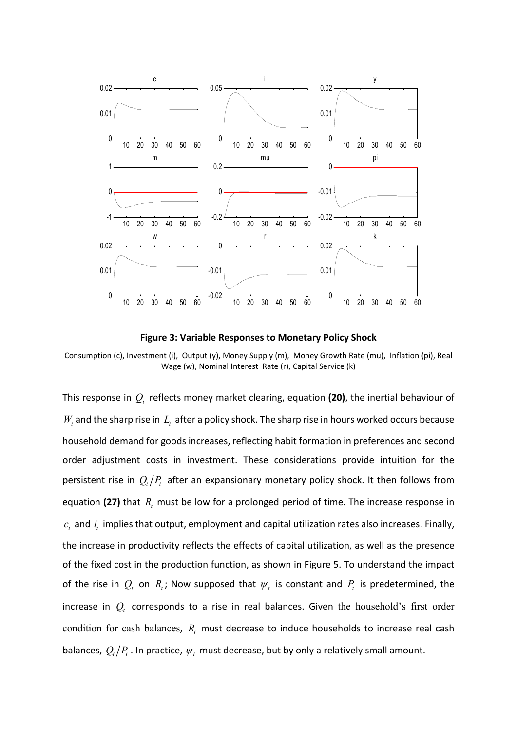**Figure 3: Variable Responses to Monetary Policy Shock**

Consumption (c), Investment (i), Output (y), Money Supply (m), Money Growth Rate (mu), Inflation (pi), Real Wage (w), Nominal Interest Rate (r), Capital Service (k)

This response in $Q_t$ reflects money market clearing, equation **(20)**, the inertial behaviour of $W_t$ and the sharp rise in $L_t$ after a policy shock. The sharp rise in hours worked occurs because household demand for goods increases, reflecting habit formation in preferences and second order adjustment costs in investment. These considerations provide intuition for the persistent rise in $Q_t/P_t$ after an expansionary monetary policy shock. It then follows from equation **(27)** that $R_t$ must be low for a prolonged period of time. The increase response in $c_t$ and $i_t$ implies that output, employment and capital utilization rates also increases. Finally, the increase in productivity reflects the effects of capital utilization, as well as the presence of the fixed cost in the production function, as shown in Figure 5. To understand the impact of the rise in $Q_t$ on $R_t$; Now supposed that $\psi_t$ is constant and $P_t$ is predetermined, the increase in $Q_t$ corresponds to a rise in real balances. Given the household's first order condition for cash balances, $R_t$ must decrease to induce households to increase real cash balances, $Q_t/P_t$. In practice, $\psi_t$ must decrease, but by only a relatively small amount.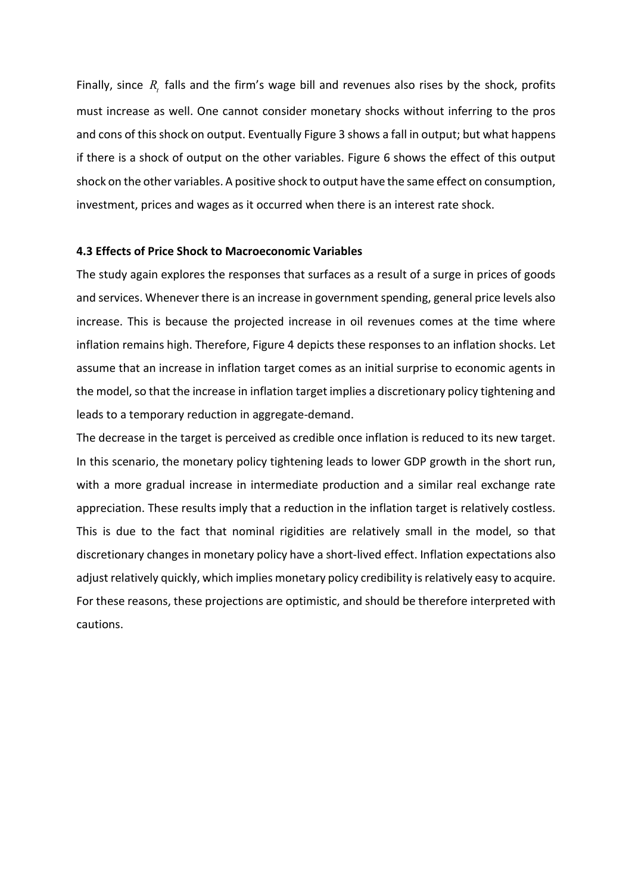Finally, since $R_t$ falls and the firm's wage bill and revenues also rises by the shock, profits must increase as well. One cannot consider monetary shocks without inferring to the pros and cons of this shock on output. Eventually Figure 3 shows a fall in output; but what happens if there is a shock of output on the other variables. Figure 6 shows the effect of this output shock on the other variables. A positive shock to output have the same effect on consumption, investment, prices and wages as it occurred when there is an interest rate shock.

### 4.3 Effects of Price Shock to Macroeconomic Variables

The study again explores the responses that surfaces as a result of a surge in prices of goods and services. Whenever there is an increase in government spending, general price levels also increase. This is because the projected increase in oil revenues comes at the time where inflation remains high. Therefore, Figure 4 depicts these responses to an inflation shocks. Let assume that an increase in inflation target comes as an initial surprise to economic agents in the model, so that the increase in inflation target implies a discretionary policy tightening and leads to a temporary reduction in aggregate-demand.

The decrease in the target is perceived as credible once inflation is reduced to its new target. In this scenario, the monetary policy tightening leads to lower GDP growth in the short run, with a more gradual increase in intermediate production and a similar real exchange rate appreciation. These results imply that a reduction in the inflation target is relatively costless. This is due to the fact that nominal rigidities are relatively small in the model, so that discretionary changes in monetary policy have a short-lived effect. Inflation expectations also adjust relatively quickly, which implies monetary policy credibility is relatively easy to acquire. For these reasons, these projections are optimistic, and should be therefore interpreted with cautions.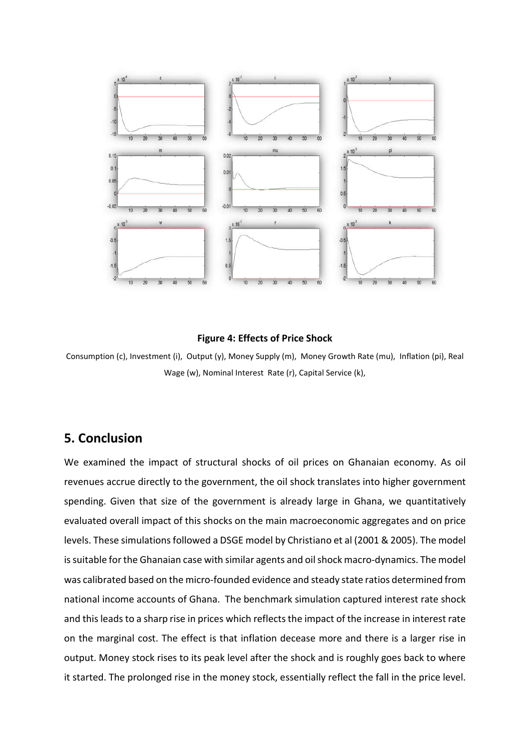**Figure 4: Effects of Price Shock**

Consumption (c), Investment (i), Output (y), Money Supply (m), Money Growth Rate (mu), Inflation (pi), Real Wage (w), Nominal Interest Rate (r), Capital Service (k),

## 5. Conclusion

We examined the impact of structural shocks of oil prices on Ghanaian economy. As oil revenues accrue directly to the government, the oil shock translates into higher government spending. Given that size of the government is already large in Ghana, we quantitatively evaluated overall impact of this shocks on the main macroeconomic aggregates and on price levels. These simulations followed a DSGE model by Christiano et al (2001 & 2005). The model is suitable for the Ghanaian case with similar agents and oil shock macro-dynamics. The model was calibrated based on the micro-founded evidence and steady state ratios determined from national income accounts of Ghana. The benchmark simulation captured interest rate shock and this leads to a sharp rise in prices which reflects the impact of the increase in interest rate on the marginal cost. The effect is that inflation decease more and there is a larger rise in output. Money stock rises to its peak level after the shock and is roughly goes back to where it started. The prolonged rise in the money stock, essentially reflect the fall in the price level.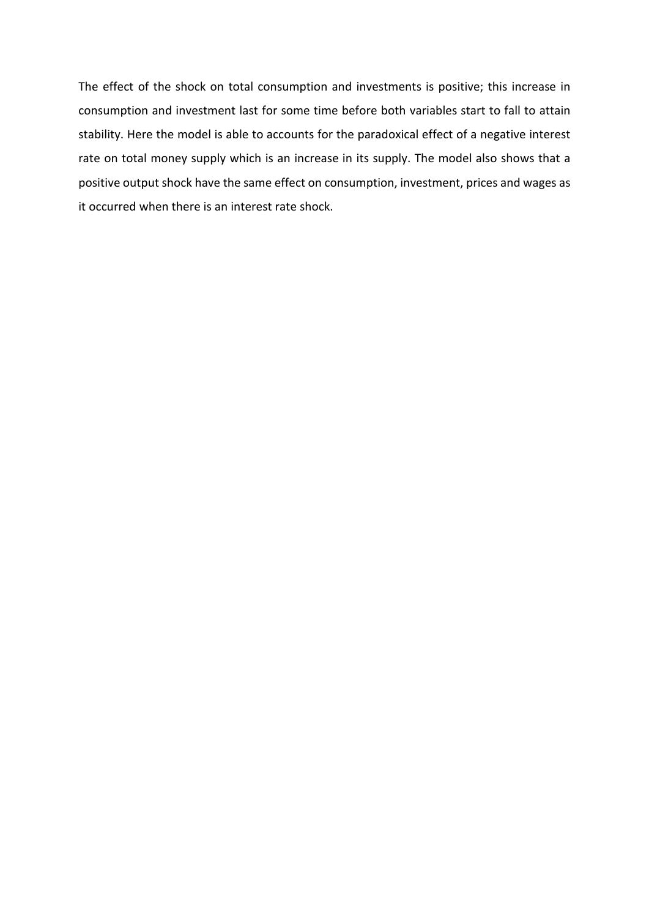The effect of the shock on total consumption and investments is positive; this increase in consumption and investment last for some time before both variables start to fall to attain stability. Here the model is able to accounts for the paradoxical effect of a negative interest rate on total money supply which is an increase in its supply. The model also shows that a positive output shock have the same effect on consumption, investment, prices and wages as it occurred when there is an interest rate shock.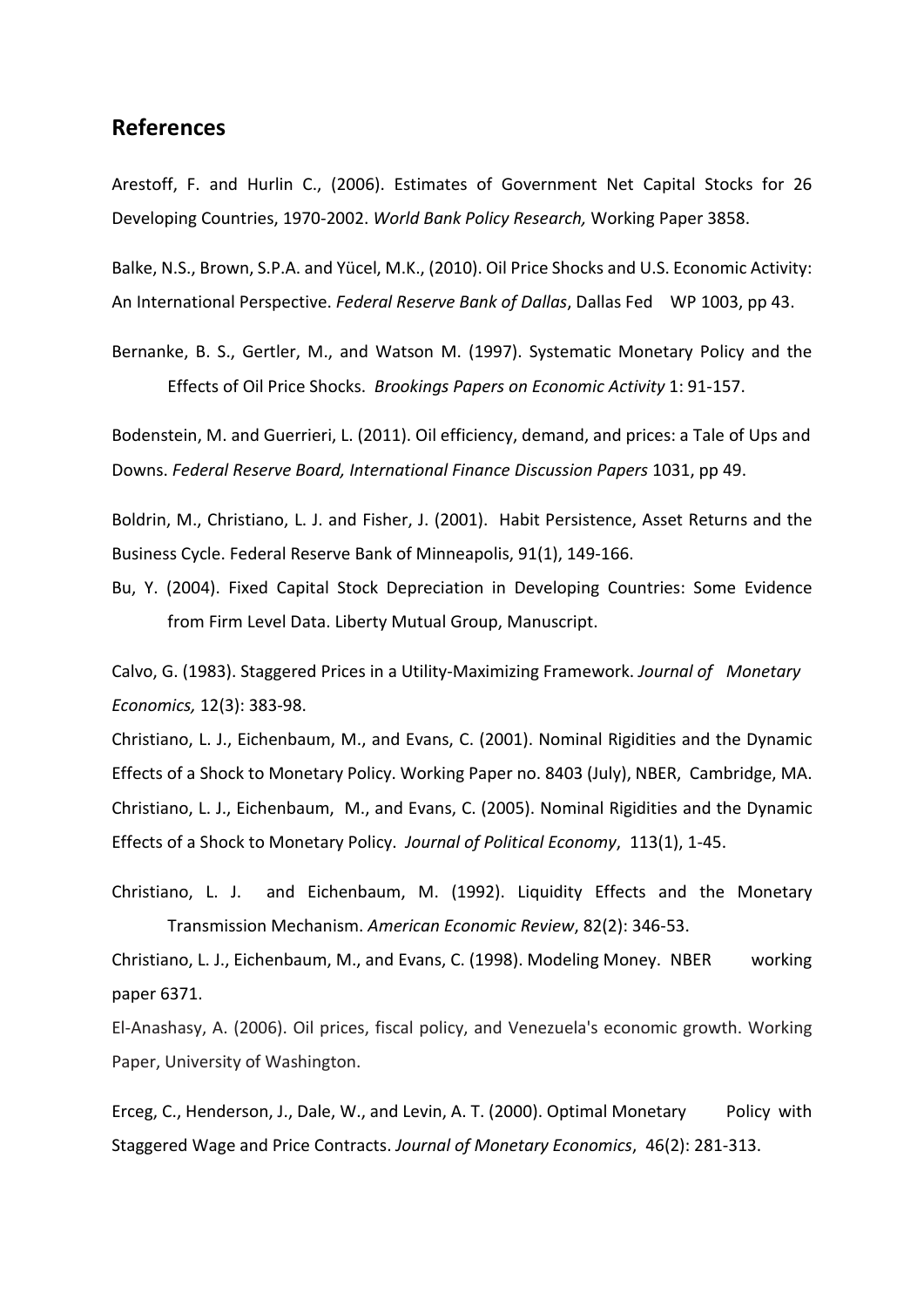## References

Arestoff, F. and Hurlin C., (2006). Estimates of Government Net Capital Stocks for 26 Developing Countries, 1970-2002. *World Bank Policy Research,* Working Paper 3858.

Balke, N.S., Brown, S.P.A. and Yücel, M.K., (2010). Oil Price Shocks and U.S. Economic Activity: An International Perspective. *Federal Reserve Bank of Dallas*, Dallas Fed WP 1003, pp 43.

Bernanke, B. S., Gertler, M., and Watson M. (1997). Systematic Monetary Policy and the Effects of Oil Price Shocks. *Brookings Papers on Economic Activity* 1: 91-157.

Bodenstein, M. and Guerrieri, L. (2011). Oil efficiency, demand, and prices: a Tale of Ups and Downs. *Federal Reserve Board, International Finance Discussion Papers* 1031, pp 49.

Boldrin, M., Christiano, L. J. and Fisher, J. (2001). Habit Persistence, Asset Returns and the Business Cycle. Federal Reserve Bank of Minneapolis, 91(1), 149-166.

Bu, Y. (2004). Fixed Capital Stock Depreciation in Developing Countries: Some Evidence from Firm Level Data. Liberty Mutual Group, Manuscript.

Calvo, G. (1983). Staggered Prices in a Utility-Maximizing Framework. *Journal of Monetary Economics,* 12(3): 383-98.

Christiano, L. J., Eichenbaum, M., and Evans, C. (2001). Nominal Rigidities and the Dynamic Effects of a Shock to Monetary Policy. Working Paper no. 8403 (July), NBER, Cambridge, MA.

Christiano, L. J., Eichenbaum, M., and Evans, C. (2005). Nominal Rigidities and the Dynamic Effects of a Shock to Monetary Policy. *Journal of Political Economy*, 113(1), 1-45.

Christiano, L. J. and Eichenbaum, M. (1992). Liquidity Effects and the Monetary Transmission Mechanism. *American Economic Review*, 82(2): 346-53.

Christiano, L. J., Eichenbaum, M., and Evans, C. (1998). Modeling Money. NBER working paper 6371.

El-Anashasy, A. (2006). Oil prices, fiscal policy, and Venezuela's economic growth. Working Paper, University of Washington.

Erceg, C., Henderson, J., Dale, W., and Levin, A. T. (2000). Optimal Monetary Policy with Staggered Wage and Price Contracts. *Journal of Monetary Economics*, 46(2): 281-313.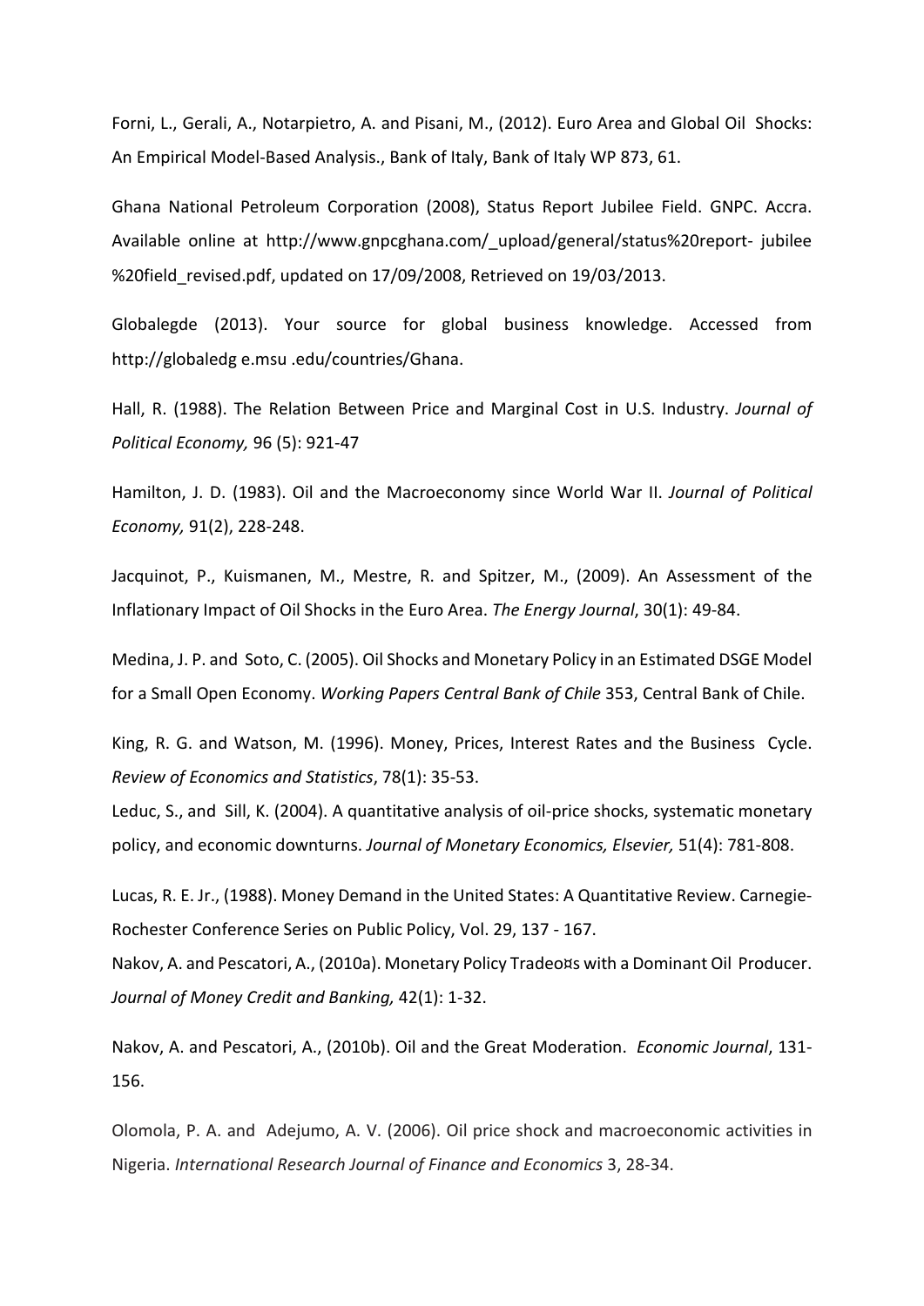Forni, L., Gerali, A., Notarpietro, A. and Pisani, M., (2012). Euro Area and Global Oil Shocks: An Empirical Model-Based Analysis., Bank of Italy, Bank of Italy WP 873, 61.

Ghana National Petroleum Corporation (2008), Status Report Jubilee Field. GNPC. Accra. Available online at http://www.gnpcghana.com/_upload/general/status%20report- jubilee %20field_revised.pdf, updated on 17/09/2008, Retrieved on 19/03/2013.

Globalegde (2013). Your source for global business knowledge. Accessed from http://globaledg e.msu .edu/countries/Ghana.

Hall, R. (1988). The Relation Between Price and Marginal Cost in U.S. Industry. *Journal of Political Economy,* 96 (5): 921-47

Hamilton, J. D. (1983). Oil and the Macroeconomy since World War II. *Journal of Political Economy,* 91(2), 228-248.

Jacquinot, P., Kuismanen, M., Mestre, R. and Spitzer, M., (2009). An Assessment of the Inflationary Impact of Oil Shocks in the Euro Area. *The Energy Journal*, 30(1): 49-84.

Medina, J. P. and Soto, C. (2005). Oil Shocks and Monetary Policy in an Estimated DSGE Model for a Small Open Economy. *Working Papers Central Bank of Chile* 353, Central Bank of Chile.

King, R. G. and Watson, M. (1996). Money, Prices, Interest Rates and the Business Cycle. *Review of Economics and Statistics*, 78(1): 35-53.

Leduc, S., and Sill, K. (2004). A quantitative analysis of oil-price shocks, systematic monetary policy, and economic downturns. *Journal of Monetary Economics, Elsevier,* 51(4): 781-808.

Lucas, R. E. Jr., (1988). Money Demand in the United States: A Quantitative Review. Carnegie-Rochester Conference Series on Public Policy, Vol. 29, 137 - 167.

Nakov, A. and Pescatori, A., (2010a). Monetary Policy Tradeo¤s with a Dominant Oil Producer. *Journal of Money Credit and Banking,* 42(1): 1-32.

Nakov, A. and Pescatori, A., (2010b). Oil and the Great Moderation. *Economic Journal*, 131-156.

Olomola, P. A. and Adejumo, A. V. (2006). Oil price shock and macroeconomic activities in Nigeria. *International Research Journal of Finance and Economics* 3, 28-34.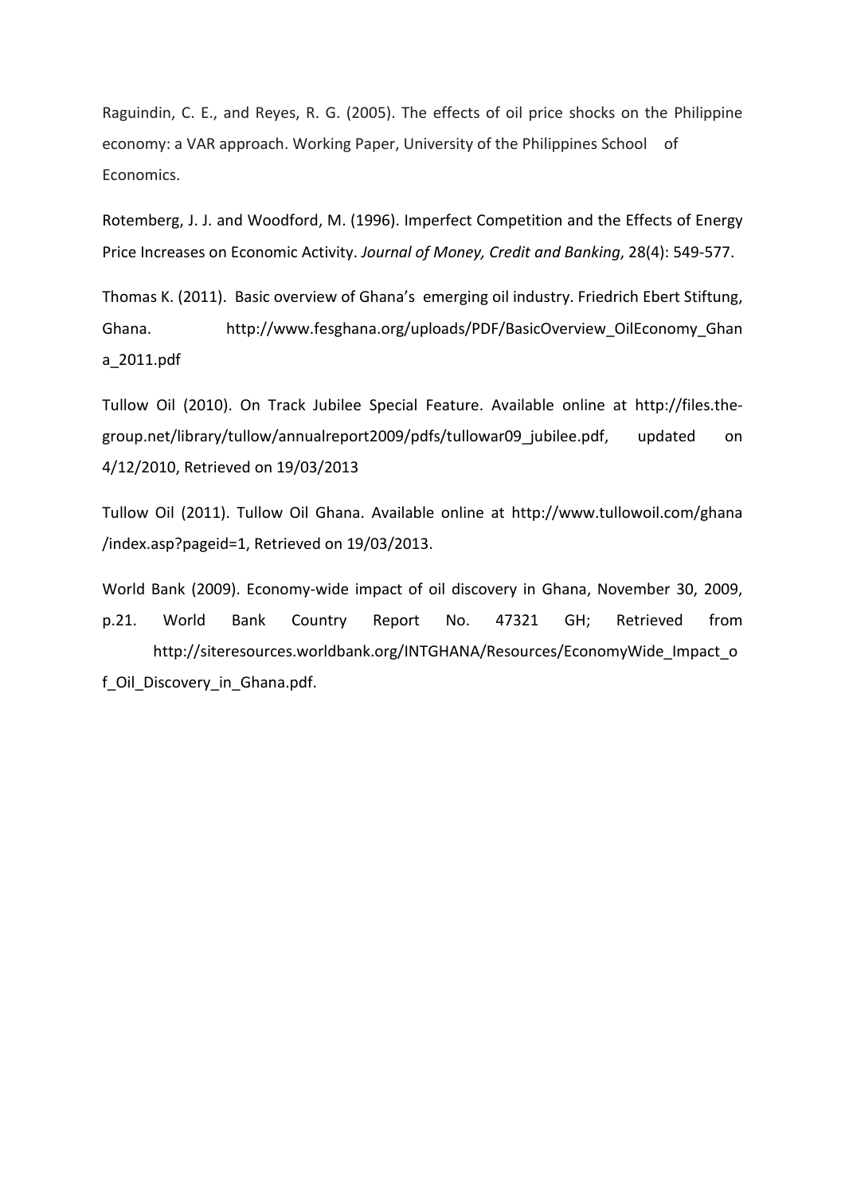Raguindin, C. E., and Reyes, R. G. (2005). The effects of oil price shocks on the Philippine economy: a VAR approach. Working Paper, University of the Philippines School of Economics.

Rotemberg, J. J. and Woodford, M. (1996). Imperfect Competition and the Effects of Energy Price Increases on Economic Activity. *Journal of Money, Credit and Banking*, 28(4): 549-577.

Thomas K. (2011). Basic overview of Ghana's emerging oil industry. Friedrich Ebert Stiftung, Ghana. http://www.fesghana.org/uploads/PDF/BasicOverview_OilEconomy_Ghana_2011.pdf

Tullow Oil (2010). On Track Jubilee Special Feature. Available online at http://files.the-group.net/library/tullow/annualreport2009/pdfs/tullowar09_jubilee.pdf, updated on 4/12/2010, Retrieved on 19/03/2013

Tullow Oil (2011). Tullow Oil Ghana. Available online at http://www.tullowoil.com/ghana/index.asp?pageid=1, Retrieved on 19/03/2013.

World Bank (2009). Economy-wide impact of oil discovery in Ghana, November 30, 2009, p.21. World Bank Country Report No. 47321 GH; Retrieved from http://siteresources.worldbank.org/INTGHANA/Resources/EconomyWide_Impact_of_Oil_Discovery_in_Ghana.pdf.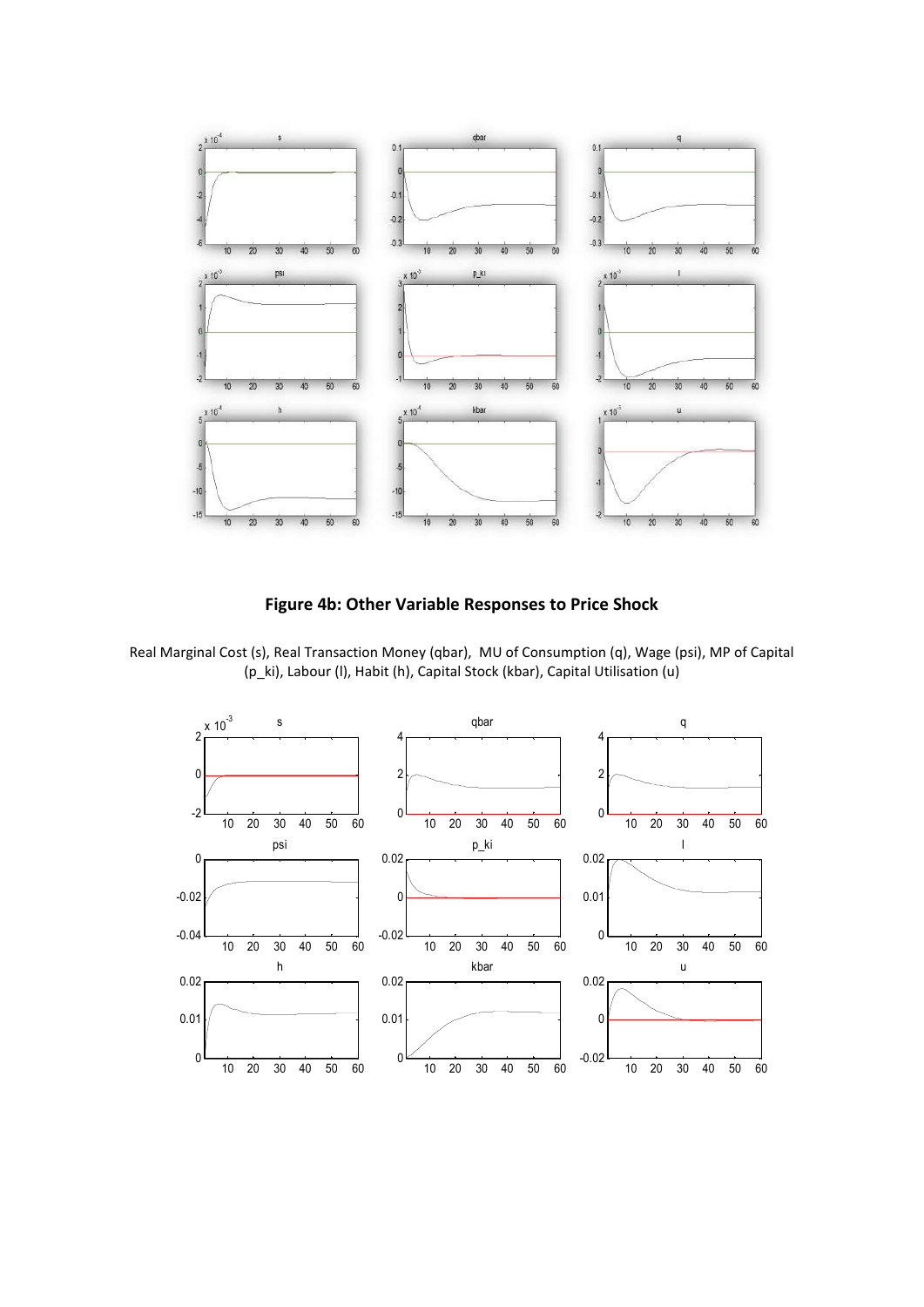**Figure 4b: Other Variable Responses to Price Shock**

Real Marginal Cost (s), Real Transaction Money (qbar), MU of Consumption (q), Wage (psi), MP of Capital (p_ki), Labour (l), Habit (h), Capital Stock (kbar), Capital Utilisation (u)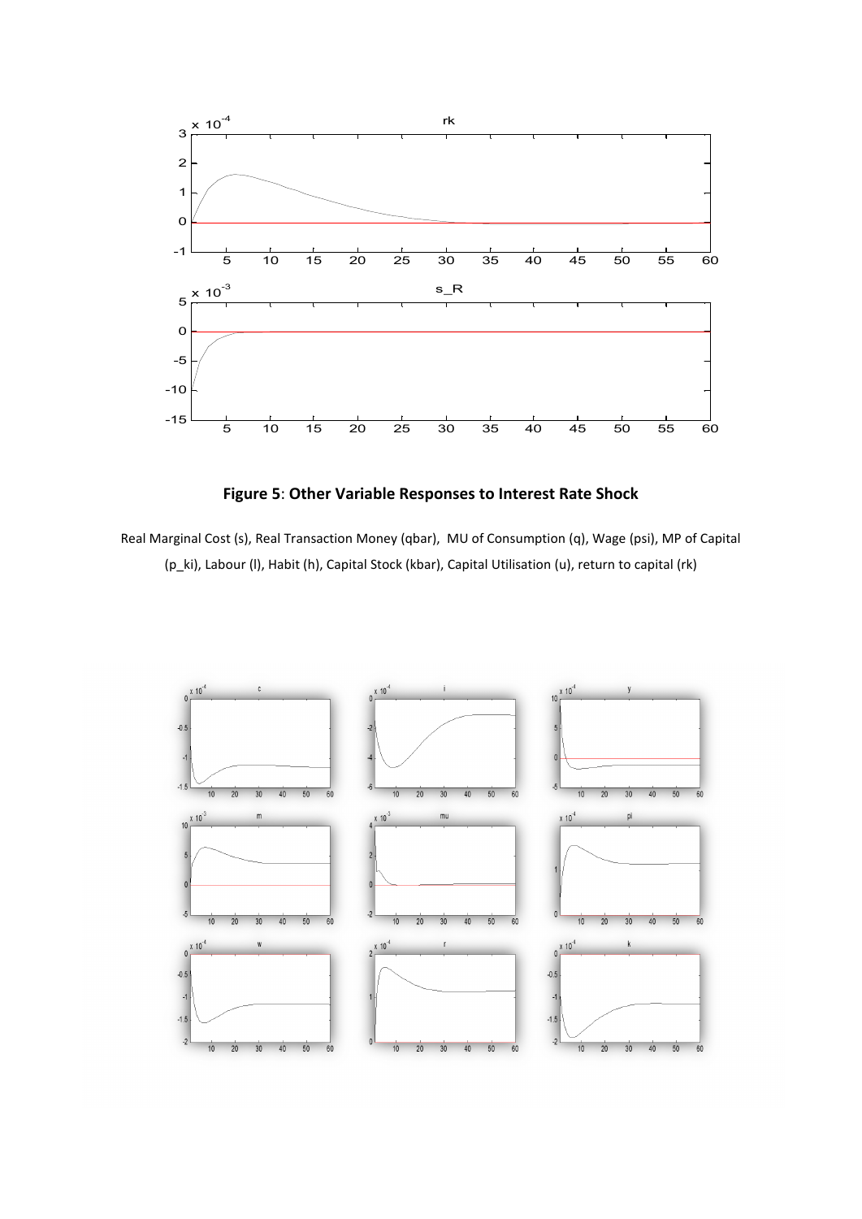**Figure 5**: **Other Variable Responses to Interest Rate Shock**

Real Marginal Cost (s), Real Transaction Money (qbar), MU of Consumption (q), Wage (psi), MP of Capital (p_ki), Labour (l), Habit (h), Capital Stock (kbar), Capital Utilisation (u), return to capital (rk)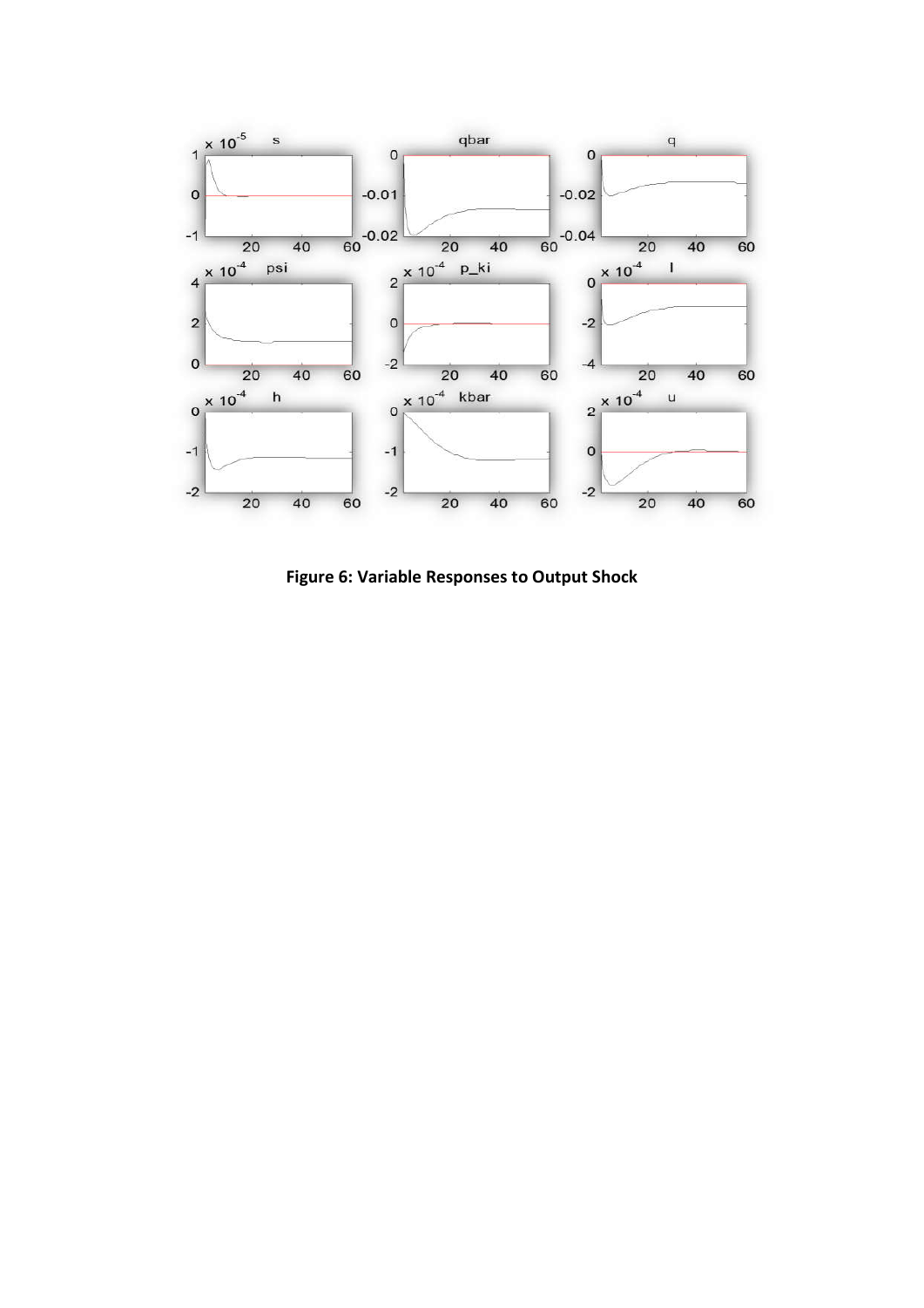**Figure 6: Variable Responses to Output Shock**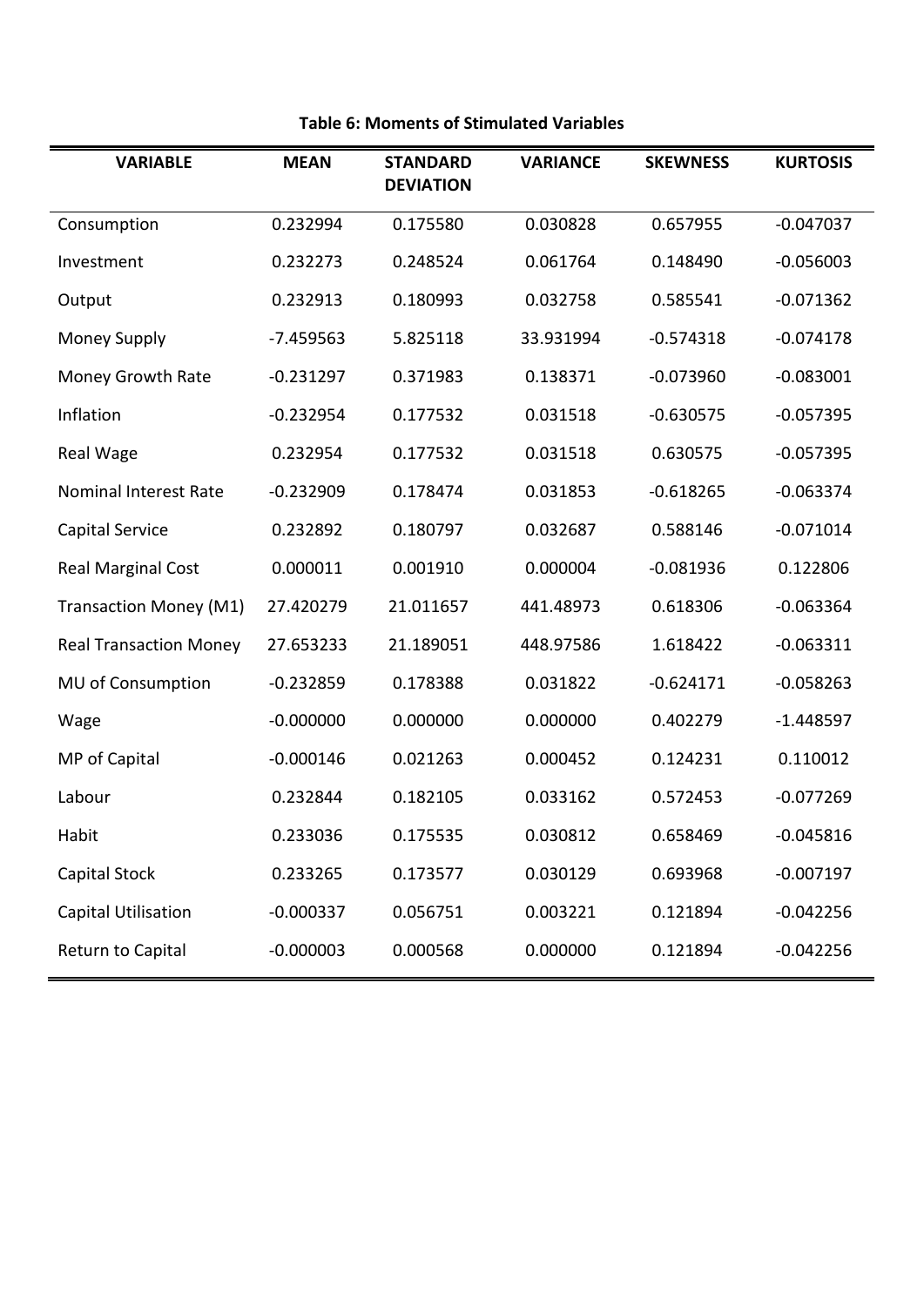**Table 6: Moments of Stimulated Variables**

| VARIABLE | MEAN | STANDARD DEVIATION | VARIANCE | SKEWNESS | KURTOSIS |
|---|---|---|---|---|---|
| Consumption | 0.232994 | 0.175580 | 0.030828 | 0.657955 | -0.047037 |
| Investment | 0.232273 | 0.248524 | 0.061764 | 0.148490 | -0.056003 |
| Output | 0.232913 | 0.180993 | 0.032758 | 0.585541 | -0.071362 |
| Money Supply | -7.459563 | 5.825118 | 33.931994 | -0.574318 | -0.074178 |
| Money Growth Rate | -0.231297 | 0.371983 | 0.138371 | -0.073960 | -0.083001 |
| Inflation | -0.232954 | 0.177532 | 0.031518 | -0.630575 | -0.057395 |
| Real Wage | 0.232954 | 0.177532 | 0.031518 | 0.630575 | -0.057395 |
| Nominal Interest Rate | -0.232909 | 0.178474 | 0.031853 | -0.618265 | -0.063374 |
| Capital Service | 0.232892 | 0.180797 | 0.032687 | 0.588146 | -0.071014 |
| Real Marginal Cost | 0.000011 | 0.001910 | 0.000004 | -0.081936 | 0.122806 |
| Transaction Money (M1) | 27.420279 | 21.011657 | 441.48973 | 0.618306 | -0.063364 |
| Real Transaction Money | 27.653233 | 21.189051 | 448.97586 | 1.618422 | -0.063311 |
| MU of Consumption | -0.232859 | 0.178388 | 0.031822 | -0.624171 | -0.058263 |
| Wage | -0.000000 | 0.000000 | 0.000000 | 0.402279 | -1.448597 |
| MP of Capital | -0.000146 | 0.021263 | 0.000452 | 0.124231 | 0.110012 |
| Labour | 0.232844 | 0.182105 | 0.033162 | 0.572453 | -0.077269 |
| Habit | 0.233036 | 0.175535 | 0.030812 | 0.658469 | -0.045816 |
| Capital Stock | 0.233265 | 0.173577 | 0.030129 | 0.693968 | -0.007197 |
| Capital Utilisation | -0.000337 | 0.056751 | 0.003221 | 0.121894 | -0.042256 |
| Return to Capital | -0.000003 | 0.000568 | 0.000000 | 0.121894 | -0.042256 |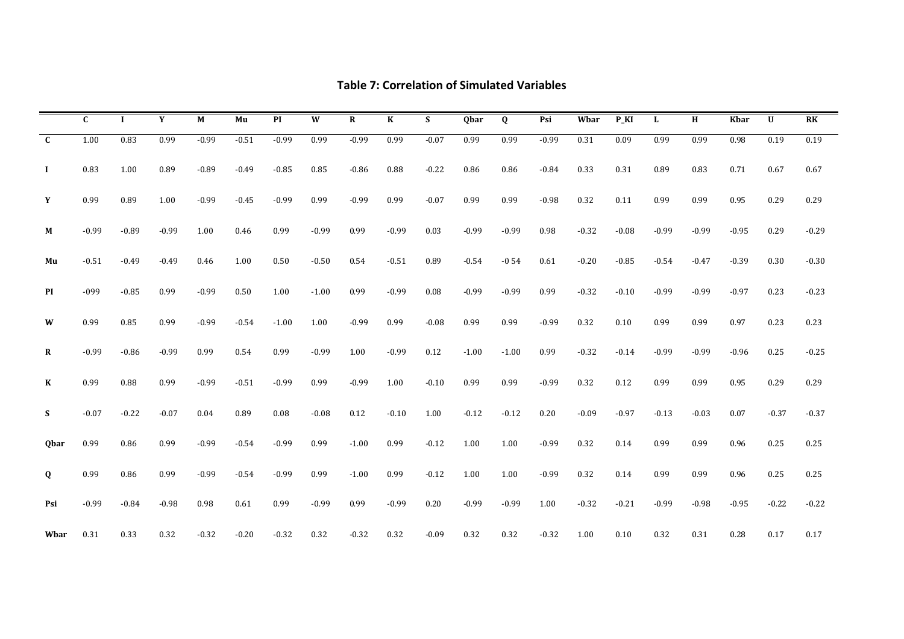**Table 7: Correlation of Simulated Variables**

| | C | I | Y | M | Mu | PI | W | R | K | S | Qbar | Q | Psi | Wbar | P_KI | L | H | Kbar | U | RK |
|---|---|---|---|---|---|---|---|---|---|---|---|---|---|---|---|---|---|---|---|---|
| **C** | 1.00 | 0.83 | 0.99 | -0.99 | -0.51 | -0.99 | 0.99 | -0.99 | 0.99 | -0.07 | 0.99 | 0.99 | -0.99 | 0.31 | 0.09 | 0.99 | 0.99 | 0.98 | 0.19 | 0.19 |
| **I** | 0.83 | 1.00 | 0.89 | -0.89 | -0.49 | -0.85 | 0.85 | -0.86 | 0.88 | -0.22 | 0.86 | 0.86 | -0.84 | 0.33 | 0.31 | 0.89 | 0.83 | 0.71 | 0.67 | 0.67 |
| **Y** | 0.99 | 0.89 | 1.00 | -0.99 | -0.45 | -0.99 | 0.99 | -0.99 | 0.99 | -0.07 | 0.99 | 0.99 | -0.98 | 0.32 | 0.11 | 0.99 | 0.99 | 0.95 | 0.29 | 0.29 |
| **M** | -0.99 | -0.89 | -0.99 | 1.00 | 0.46 | 0.99 | -0.99 | 0.99 | -0.99 | 0.03 | -0.99 | -0.99 | 0.98 | -0.32 | -0.08 | -0.99 | -0.99 | -0.95 | 0.29 | -0.29 |
| **Mu** | -0.51 | -0.49 | -0.49 | 0.46 | 1.00 | 0.50 | -0.50 | 0.54 | -0.51 | 0.89 | -0.54 | -0 54 | 0.61 | -0.20 | -0.85 | -0.54 | -0.47 | -0.39 | 0.30 | -0.30 |
| **PI** | -099 | -0.85 | 0.99 | -0.99 | 0.50 | 1.00 | -1.00 | 0.99 | -0.99 | 0.08 | -0.99 | -0.99 | 0.99 | -0.32 | -0.10 | -0.99 | -0.99 | -0.97 | 0.23 | -0.23 |
| **W** | 0.99 | 0.85 | 0.99 | -0.99 | -0.54 | -1.00 | 1.00 | -0.99 | 0.99 | -0.08 | 0.99 | 0.99 | -0.99 | 0.32 | 0.10 | 0.99 | 0.99 | 0.97 | 0.23 | 0.23 |
| **R** | -0.99 | -0.86 | -0.99 | 0.99 | 0.54 | 0.99 | -0.99 | 1.00 | -0.99 | 0.12 | -1.00 | -1.00 | 0.99 | -0.32 | -0.14 | -0.99 | -0.99 | -0.96 | 0.25 | -0.25 |
| **K** | 0.99 | 0.88 | 0.99 | -0.99 | -0.51 | -0.99 | 0.99 | -0.99 | 1.00 | -0.10 | 0.99 | 0.99 | -0.99 | 0.32 | 0.12 | 0.99 | 0.99 | 0.95 | 0.29 | 0.29 |
| **S** | -0.07 | -0.22 | -0.07 | 0.04 | 0.89 | 0.08 | -0.08 | 0.12 | -0.10 | 1.00 | -0.12 | -0.12 | 0.20 | -0.09 | -0.97 | -0.13 | -0.03 | 0.07 | -0.37 | -0.37 |
| **Qbar** | 0.99 | 0.86 | 0.99 | -0.99 | -0.54 | -0.99 | 0.99 | -1.00 | 0.99 | -0.12 | 1.00 | 1.00 | -0.99 | 0.32 | 0.14 | 0.99 | 0.99 | 0.96 | 0.25 | 0.25 |
| **Q** | 0.99 | 0.86 | 0.99 | -0.99 | -0.54 | -0.99 | 0.99 | -1.00 | 0.99 | -0.12 | 1.00 | 1.00 | -0.99 | 0.32 | 0.14 | 0.99 | 0.99 | 0.96 | 0.25 | 0.25 |
| **Psi** | -0.99 | -0.84 | -0.98 | 0.98 | 0.61 | 0.99 | -0.99 | 0.99 | -0.99 | 0.20 | -0.99 | -0.99 | 1.00 | -0.32 | -0.21 | -0.99 | -0.98 | -0.95 | -0.22 | -0.22 |
| **Wbar** | 0.31 | 0.33 | 0.32 | -0.32 | -0.20 | -0.32 | 0.32 | -0.32 | 0.32 | -0.09 | 0.32 | 0.32 | -0.32 | 1.00 | 0.10 | 0.32 | 0.31 | 0.28 | 0.17 | 0.17 |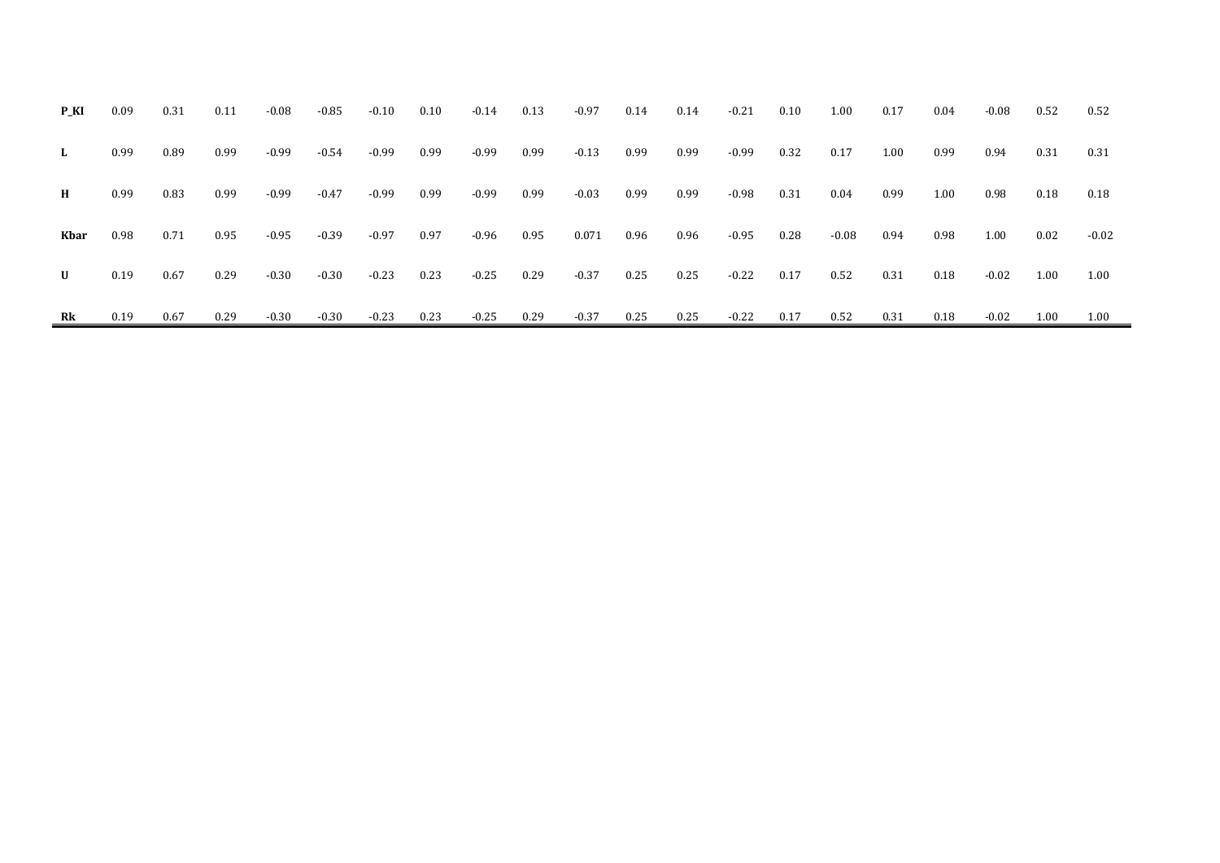| | | | | | | | | | | | | | | | | | | | | |
|---|---|---|---|---|---|---|---|---|---|---|---|---|---|---|---|---|---|---|---|---|
| **P_KI** | 0.09 | 0.31 | 0.11 | -0.08 | -0.85 | -0.10 | 0.10 | -0.14 | 0.13 | -0.97 | 0.14 | 0.14 | -0.21 | 0.10 | 1.00 | 0.17 | 0.04 | -0.08 | 0.52 | 0.52 |
| **L** | 0.99 | 0.89 | 0.99 | -0.99 | -0.54 | -0.99 | 0.99 | -0.99 | 0.99 | -0.13 | 0.99 | 0.99 | -0.99 | 0.32 | 0.17 | 1.00 | 0.99 | 0.94 | 0.31 | 0.31 |
| **H** | 0.99 | 0.83 | 0.99 | -0.99 | -0.47 | -0.99 | 0.99 | -0.99 | 0.99 | -0.03 | 0.99 | 0.99 | -0.98 | 0.31 | 0.04 | 0.99 | 1.00 | 0.98 | 0.18 | 0.18 |
| **Kbar** | 0.98 | 0.71 | 0.95 | -0.95 | -0.39 | -0.97 | 0.97 | -0.96 | 0.95 | 0.071 | 0.96 | 0.96 | -0.95 | 0.28 | -0.08 | 0.94 | 0.98 | 1.00 | 0.02 | -0.02 |
| **U** | 0.19 | 0.67 | 0.29 | -0.30 | -0.30 | -0.23 | 0.23 | -0.25 | 0.29 | -0.37 | 0.25 | 0.25 | -0.22 | 0.17 | 0.52 | 0.31 | 0.18 | -0.02 | 1.00 | 1.00 |
| **Rk** | 0.19 | 0.67 | 0.29 | -0.30 | -0.30 | -0.23 | 0.23 | -0.25 | 0.29 | -0.37 | 0.25 | 0.25 | -0.22 | 0.17 | 0.52 | 0.31 | 0.18 | -0.02 | 1.00 | 1.00 |